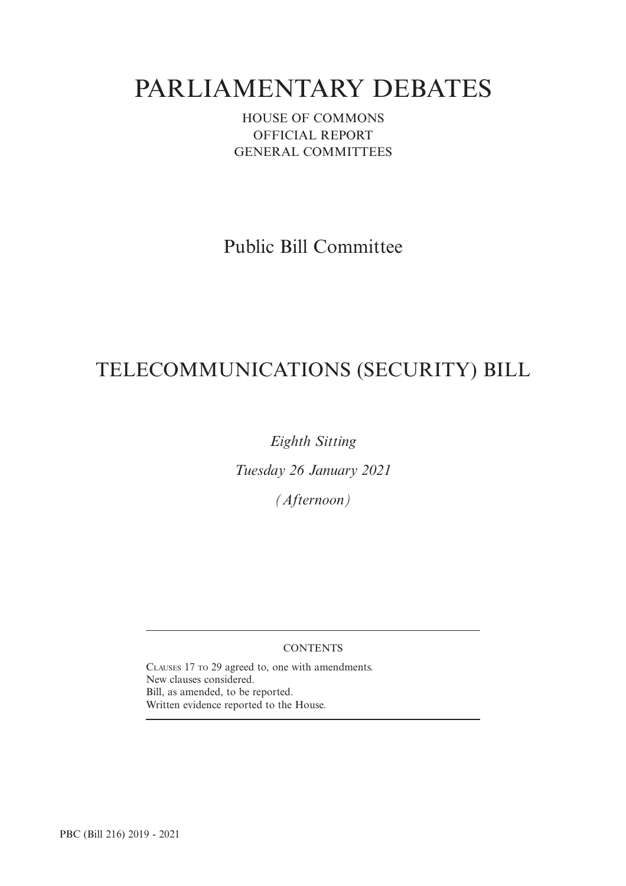# PARLIAMENTARY DEBATES

HOUSE OF COMMONS
OFFICIAL REPORT
GENERAL COMMITTEES

## Public Bill Committee

## TELECOMMUNICATIONS (SECURITY) BILL

*Eighth Sitting*

*Tuesday 26 January 2021*

*(Afternoon)*

---

CONTENTS

Clauses 17 to 29 agreed to, one with amendments.
New clauses considered.
Bill, as amended, to be reported.
Written evidence reported to the House.

---

PBC (Bill 216) 2019 - 2021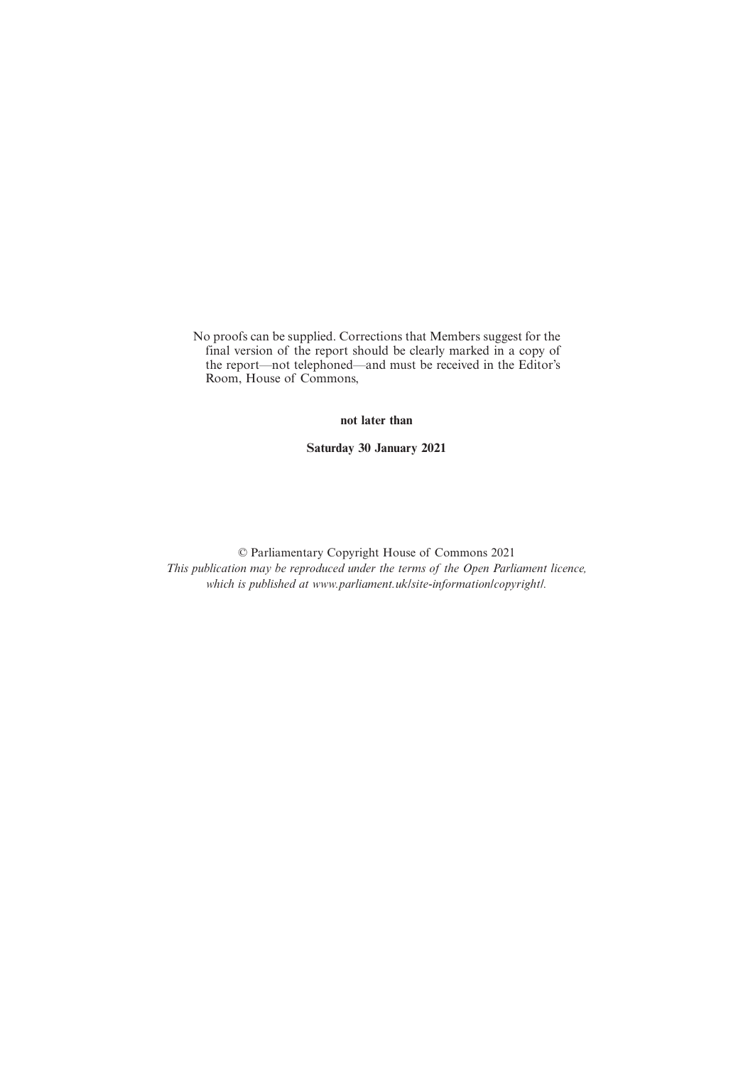No proofs can be supplied. Corrections that Members suggest for the final version of the report should be clearly marked in a copy of the report—not telephoned—and must be received in the Editor's Room, House of Commons,

**not later than**

**Saturday 30 January 2021**

© Parliamentary Copyright House of Commons 2021

*This publication may be reproduced under the terms of the Open Parliament licence, which is published at www.parliament.uk/site-information/copyright/.*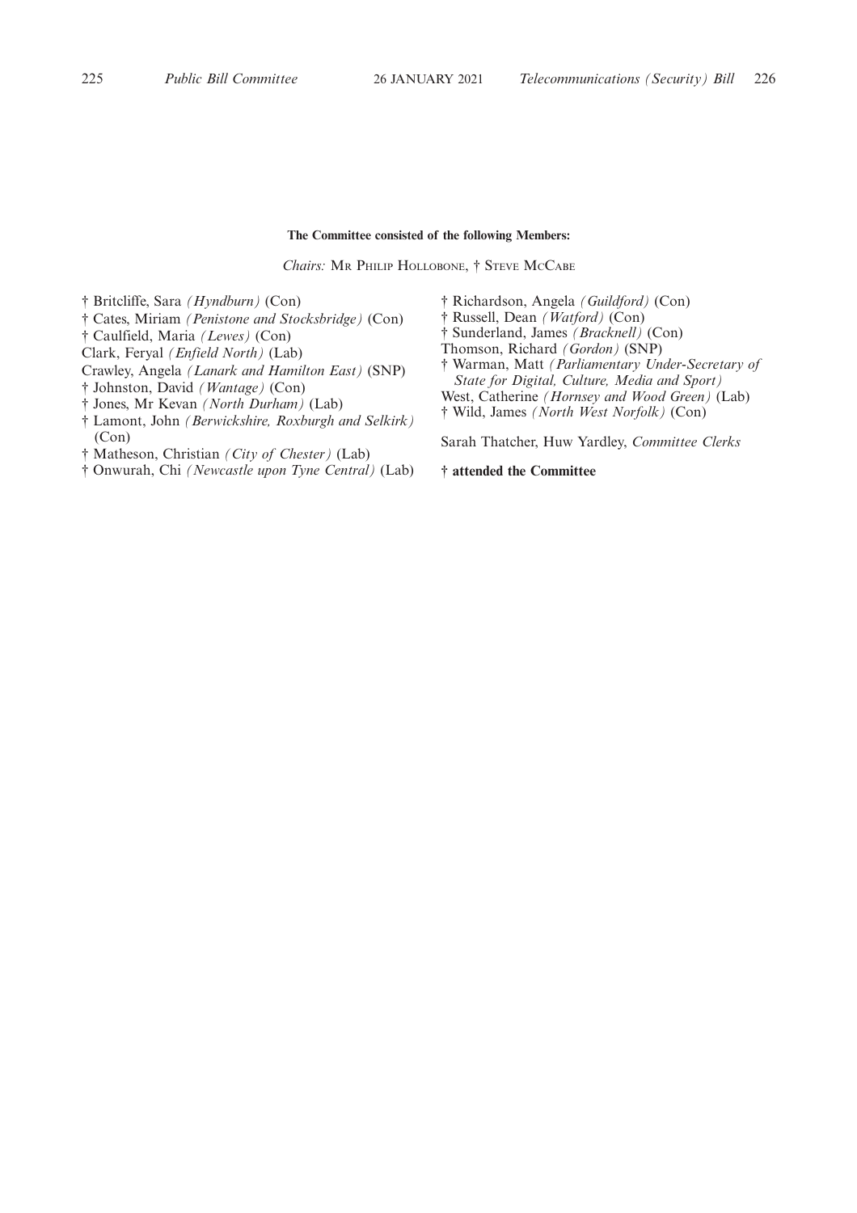**The Committee consisted of the following Members:**

*Chairs:* MR PHILIP HOLLOBONE, † STEVE MCCABE

† Britcliffe, Sara *(Hyndburn)* (Con)
† Cates, Miriam *(Penistone and Stocksbridge)* (Con)
† Caulfield, Maria *(Lewes)* (Con)
Clark, Feryal *(Enfield North)* (Lab)
Crawley, Angela *(Lanark and Hamilton East)* (SNP)
† Johnston, David *(Wantage)* (Con)
† Jones, Mr Kevan *(North Durham)* (Lab)
† Lamont, John *(Berwickshire, Roxburgh and Selkirk)* (Con)
† Matheson, Christian *(City of Chester)* (Lab)
† Onwurah, Chi *(Newcastle upon Tyne Central)* (Lab)
† Richardson, Angela *(Guildford)* (Con)
† Russell, Dean *(Watford)* (Con)
† Sunderland, James *(Bracknell)* (Con)
Thomson, Richard *(Gordon)* (SNP)
† Warman, Matt *(Parliamentary Under-Secretary of State for Digital, Culture, Media and Sport)*
West, Catherine *(Hornsey and Wood Green)* (Lab)
† Wild, James *(North West Norfolk)* (Con)

Sarah Thatcher, Huw Yardley, *Committee Clerks*

**† attended the Committee**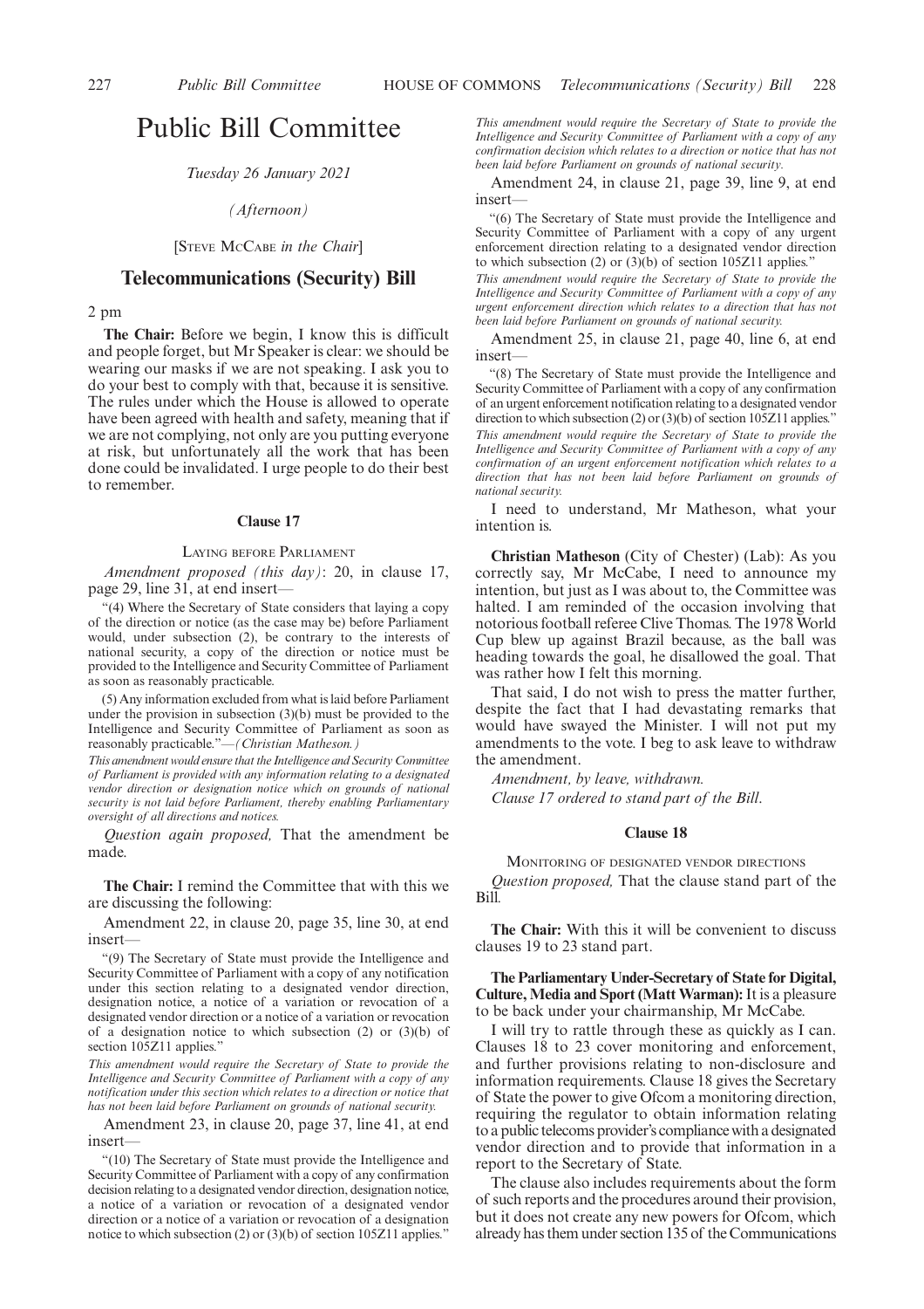# Public Bill Committee

*Tuesday 26 January 2021*

*(Afternoon)*

[STEVE MCCABE *in the Chair*]

## Telecommunications (Security) Bill

2 pm

**The Chair:** Before we begin, I know this is difficult and people forget, but Mr Speaker is clear: we should be wearing our masks if we are not speaking. I ask you to do your best to comply with that, because it is sensitive. The rules under which the House is allowed to operate have been agreed with health and safety, meaning that if we are not complying, not only are you putting everyone at risk, but unfortunately all the work that has been done could be invalidated. I urge people to do their best to remember.

### Clause 17

LAYING BEFORE PARLIAMENT

*Amendment proposed (this day)*: 20, in clause 17, page 29, line 31, at end insert—

"(4) Where the Secretary of State considers that laying a copy of the direction or notice (as the case may be) before Parliament would, under subsection (2), be contrary to the interests of national security, a copy of the direction or notice must be provided to the Intelligence and Security Committee of Parliament as soon as reasonably practicable.

(5) Any information excluded from what is laid before Parliament under the provision in subsection (3)(b) must be provided to the Intelligence and Security Committee of Parliament as soon as reasonably practicable."—*(Christian Matheson.)*

*This amendment would ensure that the Intelligence and Security Committee of Parliament is provided with any information relating to a designated vendor direction or designation notice which on grounds of national security is not laid before Parliament, thereby enabling Parliamentary oversight of all directions and notices.*

*Question again proposed,* That the amendment be made.

**The Chair:** I remind the Committee that with this we are discussing the following:

Amendment 22, in clause 20, page 35, line 30, at end insert—

"(9) The Secretary of State must provide the Intelligence and Security Committee of Parliament with a copy of any notification under this section relating to a designated vendor direction, designation notice, a notice of a variation or revocation of a designated vendor direction or a notice of a variation or revocation of a designation notice to which subsection (2) or (3)(b) of section 105Z11 applies."

*This amendment would require the Secretary of State to provide the Intelligence and Security Committee of Parliament with a copy of any notification under this section which relates to a direction or notice that has not been laid before Parliament on grounds of national security.*

Amendment 23, in clause 20, page 37, line 41, at end insert—

"(10) The Secretary of State must provide the Intelligence and Security Committee of Parliament with a copy of any confirmation decision relating to a designated vendor direction, designation notice, a notice of a variation or revocation of a designated vendor direction or a notice of a variation or revocation of a designation notice to which subsection (2) or (3)(b) of section 105Z11 applies."

*This amendment would require the Secretary of State to provide the Intelligence and Security Committee of Parliament with a copy of any confirmation decision which relates to a direction or notice that has not been laid before Parliament on grounds of national security.*

Amendment 24, in clause 21, page 39, line 9, at end insert—

"(6) The Secretary of State must provide the Intelligence and Security Committee of Parliament with a copy of any urgent enforcement direction relating to a designated vendor direction to which subsection (2) or (3)(b) of section 105Z11 applies."

*This amendment would require the Secretary of State to provide the Intelligence and Security Committee of Parliament with a copy of any urgent enforcement direction which relates to a direction that has not been laid before Parliament on grounds of national security.*

Amendment 25, in clause 21, page 40, line 6, at end insert—

"(8) The Secretary of State must provide the Intelligence and Security Committee of Parliament with a copy of any confirmation of an urgent enforcement notification relating to a designated vendor direction to which subsection (2) or (3)(b) of section 105Z11 applies."

*This amendment would require the Secretary of State to provide the Intelligence and Security Committee of Parliament with a copy of any confirmation of an urgent enforcement notification which relates to a direction that has not been laid before Parliament on grounds of national security.*

I need to understand, Mr Matheson, what your intention is.

**Christian Matheson** (City of Chester) (Lab): As you correctly say, Mr McCabe, I need to announce my intention, but just as I was about to, the Committee was halted. I am reminded of the occasion involving that notorious football referee Clive Thomas. The 1978 World Cup blew up against Brazil because, as the ball was heading towards the goal, he disallowed the goal. That was rather how I felt this morning.

That said, I do not wish to press the matter further, despite the fact that I had devastating remarks that would have swayed the Minister. I will not put my amendments to the vote. I beg to ask leave to withdraw the amendment.

*Amendment, by leave, withdrawn.*

*Clause 17 ordered to stand part of the Bill.*

### Clause 18

MONITORING OF DESIGNATED VENDOR DIRECTIONS

*Question proposed,* That the clause stand part of the Bill.

**The Chair:** With this it will be convenient to discuss clauses 19 to 23 stand part.

**The Parliamentary Under-Secretary of State for Digital, Culture, Media and Sport (Matt Warman):** It is a pleasure to be back under your chairmanship, Mr McCabe.

I will try to rattle through these as quickly as I can. Clauses 18 to 23 cover monitoring and enforcement, and further provisions relating to non-disclosure and information requirements. Clause 18 gives the Secretary of State the power to give Ofcom a monitoring direction, requiring the regulator to obtain information relating to a public telecoms provider's compliance with a designated vendor direction and to provide that information in a report to the Secretary of State.

The clause also includes requirements about the form of such reports and the procedures around their provision, but it does not create any new powers for Ofcom, which already has them under section 135 of the Communications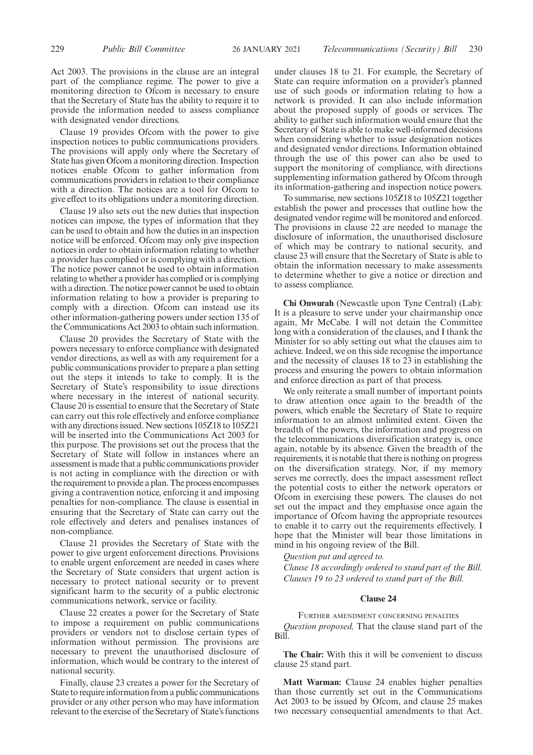Act 2003. The provisions in the clause are an integral part of the compliance regime. The power to give a monitoring direction to Ofcom is necessary to ensure that the Secretary of State has the ability to require it to provide the information needed to assess compliance with designated vendor directions.

Clause 19 provides Ofcom with the power to give inspection notices to public communications providers. The provisions will apply only where the Secretary of State has given Ofcom a monitoring direction. Inspection notices enable Ofcom to gather information from communications providers in relation to their compliance with a direction. The notices are a tool for Ofcom to give effect to its obligations under a monitoring direction.

Clause 19 also sets out the new duties that inspection notices can impose, the types of information that they can be used to obtain and how the duties in an inspection notice will be enforced. Ofcom may only give inspection notices in order to obtain information relating to whether a provider has complied or is complying with a direction. The notice power cannot be used to obtain information relating to whether a provider has complied or is complying with a direction. The notice power cannot be used to obtain information relating to how a provider is preparing to comply with a direction. Ofcom can instead use its other information-gathering powers under section 135 of the Communications Act 2003 to obtain such information.

Clause 20 provides the Secretary of State with the powers necessary to enforce compliance with designated vendor directions, as well as with any requirement for a public communications provider to prepare a plan setting out the steps it intends to take to comply. It is the Secretary of State's responsibility to issue directions where necessary in the interest of national security. Clause 20 is essential to ensure that the Secretary of State can carry out this role effectively and enforce compliance with any directions issued. New sections 105Z18 to 105Z21 will be inserted into the Communications Act 2003 for this purpose. The provisions set out the process that the Secretary of State will follow in instances where an assessment is made that a public communications provider is not acting in compliance with the direction or with the requirement to provide a plan. The process encompasses giving a contravention notice, enforcing it and imposing penalties for non-compliance. The clause is essential in ensuring that the Secretary of State can carry out the role effectively and deters and penalises instances of non-compliance.

Clause 21 provides the Secretary of State with the power to give urgent enforcement directions. Provisions to enable urgent enforcement are needed in cases where the Secretary of State considers that urgent action is necessary to protect national security or to prevent significant harm to the security of a public electronic communications network, service or facility.

Clause 22 creates a power for the Secretary of State to impose a requirement on public communications providers or vendors not to disclose certain types of information without permission. The provisions are necessary to prevent the unauthorised disclosure of information, which would be contrary to the interest of national security.

Finally, clause 23 creates a power for the Secretary of State to require information from a public communications provider or any other person who may have information relevant to the exercise of the Secretary of State's functions under clauses 18 to 21. For example, the Secretary of State can require information on a provider's planned use of such goods or information relating to how a network is provided. It can also include information about the proposed supply of goods or services. The ability to gather such information would ensure that the Secretary of State is able to make well-informed decisions when considering whether to issue designation notices and designated vendor directions. Information obtained through the use of this power can also be used to support the monitoring of compliance, with directions supplementing information gathered by Ofcom through its information-gathering and inspection notice powers.

To summarise, new sections 105Z18 to 105Z21 together establish the power and processes that outline how the designated vendor regime will be monitored and enforced. The provisions in clause 22 are needed to manage the disclosure of information, the unauthorised disclosure of which may be contrary to national security, and clause 23 will ensure that the Secretary of State is able to obtain the information necessary to make assessments to determine whether to give a notice or direction and to assess compliance.

**Chi Onwurah** (Newcastle upon Tyne Central) (Lab): It is a pleasure to serve under your chairmanship once again, Mr McCabe. I will not detain the Committee long with a consideration of the clauses, and I thank the Minister for so ably setting out what the clauses aim to achieve. Indeed, we on this side recognise the importance and the necessity of clauses 18 to 23 in establishing the process and ensuring the powers to obtain information and enforce direction as part of that process.

We only reiterate a small number of important points to draw attention once again to the breadth of the powers, which enable the Secretary of State to require information to an almost unlimited extent. Given the breadth of the powers, the information and progress on the telecommunications diversification strategy is, once again, notable by its absence. Given the breadth of the requirements, it is notable that there is nothing on progress on the diversification strategy. Nor, if my memory serves me correctly, does the impact assessment reflect the potential costs to either the network operators or Ofcom in exercising these powers. The clauses do not set out the impact and they emphasise once again the importance of Ofcom having the appropriate resources to enable it to carry out the requirements effectively. I hope that the Minister will bear those limitations in mind in his ongoing review of the Bill.

*Question put and agreed to.*

*Clause 18 accordingly ordered to stand part of the Bill.*

*Clauses 19 to 23 ordered to stand part of the Bill.*

### Clause 24

FURTHER AMENDMENT CONCERNING PENALTIES

*Question proposed,* That the clause stand part of the Bill.

**The Chair:** With this it will be convenient to discuss clause 25 stand part.

**Matt Warman:** Clause 24 enables higher penalties than those currently set out in the Communications Act 2003 to be issued by Ofcom, and clause 25 makes two necessary consequential amendments to that Act.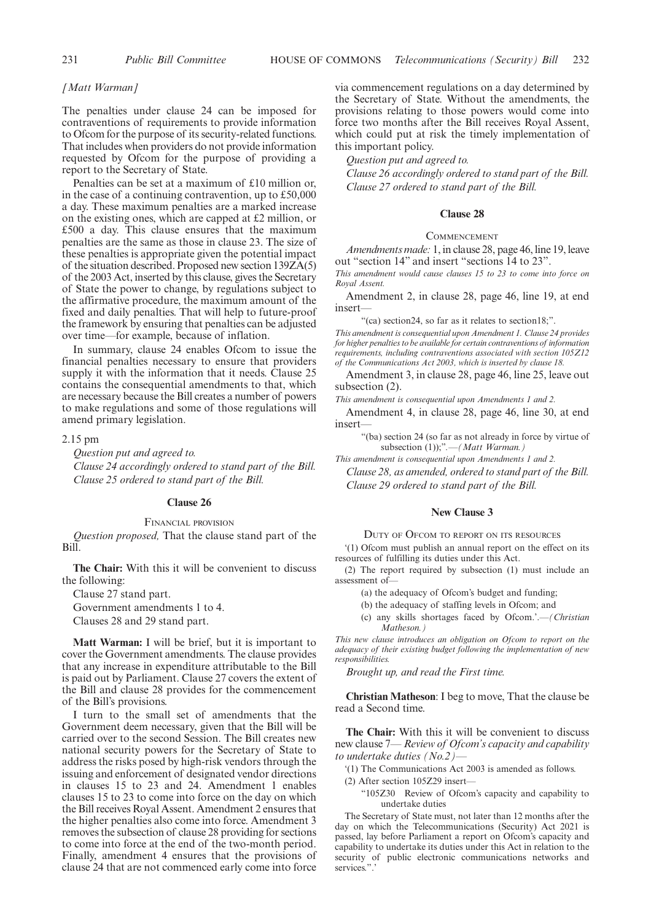*[Matt Warman]*

The penalties under clause 24 can be imposed for contraventions of requirements to provide information to Ofcom for the purpose of its security-related functions. That includes when providers do not provide information requested by Ofcom for the purpose of providing a report to the Secretary of State.

Penalties can be set at a maximum of £10 million or, in the case of a continuing contravention, up to £50,000 a day. These maximum penalties are a marked increase on the existing ones, which are capped at £2 million, or £500 a day. This clause ensures that the maximum penalties are the same as those in clause 23. The size of these penalties is appropriate given the potential impact of the situation described. Proposed new section 139ZA(5) of the 2003 Act, inserted by this clause, gives the Secretary of State the power to change, by regulations subject to the affirmative procedure, the maximum amount of the fixed and daily penalties. That will help to future-proof the framework by ensuring that penalties can be adjusted over time—for example, because of inflation.

In summary, clause 24 enables Ofcom to issue the financial penalties necessary to ensure that providers supply it with the information that it needs. Clause 25 contains the consequential amendments to that, which are necessary because the Bill creates a number of powers to make regulations and some of those regulations will amend primary legislation.

2.15 pm

*Question put and agreed to.*

*Clause 24 accordingly ordered to stand part of the Bill.*

*Clause 25 ordered to stand part of the Bill.*

### Clause 26

FINANCIAL PROVISION

*Question proposed,* That the clause stand part of the Bill.

**The Chair:** With this it will be convenient to discuss the following:

Clause 27 stand part.

Government amendments 1 to 4.

Clauses 28 and 29 stand part.

**Matt Warman:** I will be brief, but it is important to cover the Government amendments. The clause provides that any increase in expenditure attributable to the Bill is paid out by Parliament. Clause 27 covers the extent of the Bill and clause 28 provides for the commencement of the Bill's provisions.

I turn to the small set of amendments that the Government deem necessary, given that the Bill will be carried over to the second Session. The Bill creates new national security powers for the Secretary of State to address the risks posed by high-risk vendors through the issuing and enforcement of designated vendor directions in clauses 15 to 23 and 24. Amendment 1 enables clauses 15 to 23 to come into force on the day on which the Bill receives Royal Assent. Amendment 2 ensures that the higher penalties also come into force. Amendment 3 removes the subsection of clause 28 providing for sections to come into force at the end of the two-month period. Finally, amendment 4 ensures that the provisions of clause 24 that are not commenced early come into force via commencement regulations on a day determined by the Secretary of State. Without the amendments, the provisions relating to those powers would come into force two months after the Bill receives Royal Assent, which could put at risk the timely implementation of this important policy.

*Question put and agreed to.*

*Clause 26 accordingly ordered to stand part of the Bill.*

*Clause 27 ordered to stand part of the Bill.*

### Clause 28

COMMENCEMENT

*Amendments made:* 1, in clause 28, page 46, line 19, leave out "section 14" and insert "sections 14 to 23".

*This amendment would cause clauses 15 to 23 to come into force on Royal Assent.*

Amendment 2, in clause 28, page 46, line 19, at end insert—

"(ca) section24, so far as it relates to section18;".

*This amendment is consequential upon Amendment 1. Clause 24 provides for higher penalties to be available for certain contraventions of information requirements, including contraventions associated with section 105Z12 of the Communications Act 2003, which is inserted by clause 18.*

Amendment 3, in clause 28, page 46, line 25, leave out subsection (2).

*This amendment is consequential upon Amendments 1 and 2.*

Amendment 4, in clause 28, page 46, line 30, at end insert—

"(ba) section 24 (so far as not already in force by virtue of subsection (1));".—*(Matt Warman.)*

*This amendment is consequential upon Amendments 1 and 2.*

*Clause 28, as amended, ordered to stand part of the Bill.*

*Clause 29 ordered to stand part of the Bill.*

### New Clause 3

DUTY OF OFCOM TO REPORT ON ITS RESOURCES

'(1) Ofcom must publish an annual report on the effect on its resources of fulfilling its duties under this Act.

(2) The report required by subsection (1) must include an assessment of—

(a) the adequacy of Ofcom's budget and funding;

(b) the adequacy of staffing levels in Ofcom; and

(c) any skills shortages faced by Ofcom.'.—*(Christian Matheson.)*

*This new clause introduces an obligation on Ofcom to report on the adequacy of their existing budget following the implementation of new responsibilities.*

*Brought up, and read the First time.*

**Christian Matheson**: I beg to move, That the clause be read a Second time.

**The Chair:** With this it will be convenient to discuss new clause 7— *Review of Ofcom's capacity and capability to undertake duties (No.2)*—

'(1) The Communications Act 2003 is amended as follows.

(2) After section 105Z29 insert—

"105Z30 Review of Ofcom's capacity and capability to undertake duties

The Secretary of State must, not later than 12 months after the day on which the Telecommunications (Security) Act 2021 is passed, lay before Parliament a report on Ofcom's capacity and capability to undertake its duties under this Act in relation to the security of public electronic communications networks and services.".'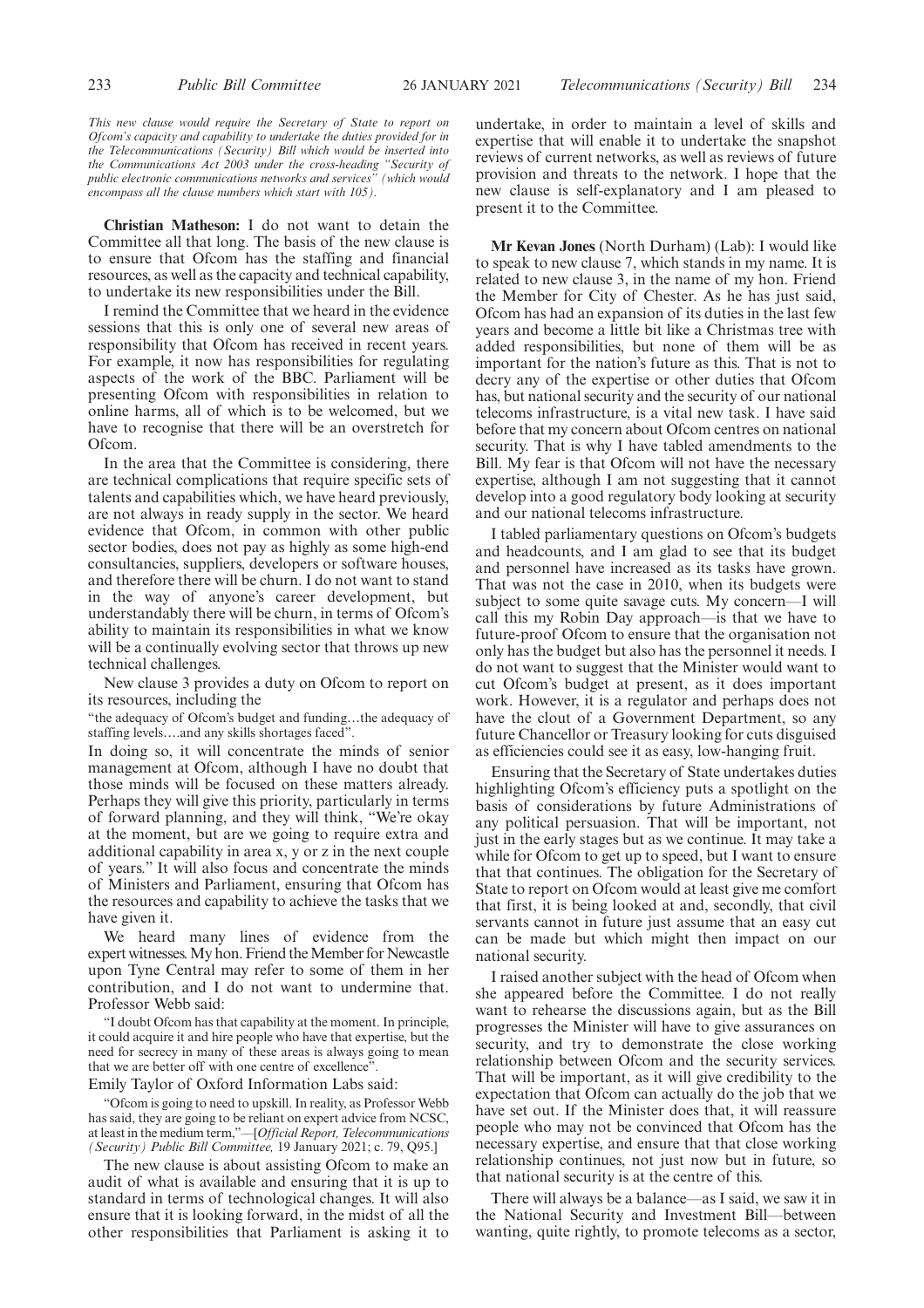*This new clause would require the Secretary of State to report on Ofcom's capacity and capability to undertake the duties provided for in the Telecommunications (Security) Bill which would be inserted into the Communications Act 2003 under the cross-heading "Security of public electronic communications networks and services" (which would encompass all the clause numbers which start with 105).*

**Christian Matheson:** I do not want to detain the Committee all that long. The basis of the new clause is to ensure that Ofcom has the staffing and financial resources, as well as the capacity and technical capability, to undertake its new responsibilities under the Bill.

I remind the Committee that we heard in the evidence sessions that this is only one of several new areas of responsibility that Ofcom has received in recent years. For example, it now has responsibilities for regulating aspects of the work of the BBC. Parliament will be presenting Ofcom with responsibilities in relation to online harms, all of which is to be welcomed, but we have to recognise that there will be an overstretch for Ofcom.

In the area that the Committee is considering, there are technical complications that require specific sets of talents and capabilities which, we have heard previously, are not always in ready supply in the sector. We heard evidence that Ofcom, in common with other public sector bodies, does not pay as highly as some high-end consultancies, suppliers, developers or software houses, and therefore there will be churn. I do not want to stand in the way of anyone's career development, but understandably there will be churn, in terms of Ofcom's ability to maintain its responsibilities in what we know will be a continually evolving sector that throws up new technical challenges.

New clause 3 provides a duty on Ofcom to report on its resources, including the

"the adequacy of Ofcom's budget and funding…the adequacy of staffing levels….and any skills shortages faced".

In doing so, it will concentrate the minds of senior management at Ofcom, although I have no doubt that those minds will be focused on these matters already. Perhaps they will give this priority, particularly in terms of forward planning, and they will think, "We're okay at the moment, but are we going to require extra and additional capability in area x, y or z in the next couple of years." It will also focus and concentrate the minds of Ministers and Parliament, ensuring that Ofcom has the resources and capability to achieve the tasks that we have given it.

We heard many lines of evidence from the expert witnesses. My hon. Friend the Member for Newcastle upon Tyne Central may refer to some of them in her contribution, and I do not want to undermine that. Professor Webb said:

"I doubt Ofcom has that capability at the moment. In principle, it could acquire it and hire people who have that expertise, but the need for secrecy in many of these areas is always going to mean that we are better off with one centre of excellence".

Emily Taylor of Oxford Information Labs said:

"Ofcom is going to need to upskill. In reality, as Professor Webb has said, they are going to be reliant on expert advice from NCSC, at least in the medium term,"—[*Official Report, Telecommunications (Security) Public Bill Committee,* 19 January 2021; c. 79, Q95.]

The new clause is about assisting Ofcom to make an audit of what is available and ensuring that it is up to standard in terms of technological changes. It will also ensure that it is looking forward, in the midst of all the other responsibilities that Parliament is asking it to undertake, in order to maintain a level of skills and expertise that will enable it to undertake the snapshot reviews of current networks, as well as reviews of future provision and threats to the network. I hope that the new clause is self-explanatory and I am pleased to present it to the Committee.

**Mr Kevan Jones** (North Durham) (Lab): I would like to speak to new clause 7, which stands in my name. It is related to new clause 3, in the name of my hon. Friend the Member for City of Chester. As he has just said, Ofcom has had an expansion of its duties in the last few years and become a little bit like a Christmas tree with added responsibilities, but none of them will be as important for the nation's future as this. That is not to decry any of the expertise or other duties that Ofcom has, but national security and the security of our national telecoms infrastructure, is a vital new task. I have said before that my concern about Ofcom centres on national security. That is why I have tabled amendments to the Bill. My fear is that Ofcom will not have the necessary expertise, although I am not suggesting that it cannot develop into a good regulatory body looking at security and our national telecoms infrastructure.

I tabled parliamentary questions on Ofcom's budgets and headcounts, and I am glad to see that its budget and personnel have increased as its tasks have grown. That was not the case in 2010, when its budgets were subject to some quite savage cuts. My concern—I will call this my Robin Day approach—is that we have to future-proof Ofcom to ensure that the organisation not only has the budget but also has the personnel it needs. I do not want to suggest that the Minister would want to cut Ofcom's budget at present, as it does important work. However, it is a regulator and perhaps does not have the clout of a Government Department, so any future Chancellor or Treasury looking for cuts disguised as efficiencies could see it as easy, low-hanging fruit.

Ensuring that the Secretary of State undertakes duties highlighting Ofcom's efficiency puts a spotlight on the basis of considerations by future Administrations of any political persuasion. That will be important, not just in the early stages but as we continue. It may take a while for Ofcom to get up to speed, but I want to ensure that that continues. The obligation for the Secretary of State to report on Ofcom would at least give me comfort that first, it is being looked at and, secondly, that civil servants cannot in future just assume that an easy cut can be made but which might then impact on our national security.

I raised another subject with the head of Ofcom when she appeared before the Committee. I do not really want to rehearse the discussions again, but as the Bill progresses the Minister will have to give assurances on security, and try to demonstrate the close working relationship between Ofcom and the security services. That will be important, as it will give credibility to the expectation that Ofcom can actually do the job that we have set out. If the Minister does that, it will reassure people who may not be convinced that Ofcom has the necessary expertise, and ensure that that close working relationship continues, not just now but in future, so that national security is at the centre of this.

There will always be a balance—as I said, we saw it in the National Security and Investment Bill—between wanting, quite rightly, to promote telecoms as a sector,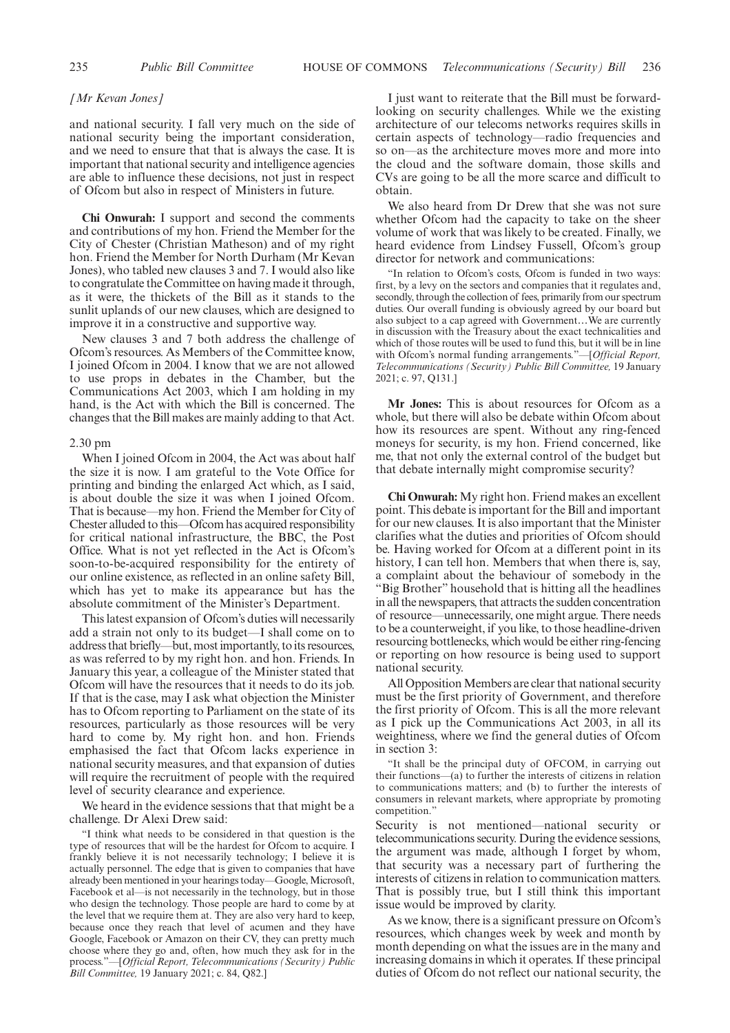*[Mr Kevan Jones]*

and national security. I fall very much on the side of national security being the important consideration, and we need to ensure that that is always the case. It is important that national security and intelligence agencies are able to influence these decisions, not just in respect of Ofcom but also in respect of Ministers in future.

**Chi Onwurah:** I support and second the comments and contributions of my hon. Friend the Member for the City of Chester (Christian Matheson) and of my right hon. Friend the Member for North Durham (Mr Kevan Jones), who tabled new clauses 3 and 7. I would also like to congratulate the Committee on having made it through, as it were, the thickets of the Bill as it stands to the sunlit uplands of our new clauses, which are designed to improve it in a constructive and supportive way.

New clauses 3 and 7 both address the challenge of Ofcom's resources. As Members of the Committee know, I joined Ofcom in 2004. I know that we are not allowed to use props in debates in the Chamber, but the Communications Act 2003, which I am holding in my hand, is the Act with which the Bill is concerned. The changes that the Bill makes are mainly adding to that Act.

2.30 pm

When I joined Ofcom in 2004, the Act was about half the size it is now. I am grateful to the Vote Office for printing and binding the enlarged Act which, as I said, is about double the size it was when I joined Ofcom. That is because—my hon. Friend the Member for City of Chester alluded to this—Ofcom has acquired responsibility for critical national infrastructure, the BBC, the Post Office. What is not yet reflected in the Act is Ofcom's soon-to-be-acquired responsibility for the entirety of our online existence, as reflected in an online safety Bill, which has yet to make its appearance but has the absolute commitment of the Minister's Department.

This latest expansion of Ofcom's duties will necessarily add a strain not only to its budget—I shall come on to address that briefly—but, most importantly, to its resources, as was referred to by my right hon. and hon. Friends. In January this year, a colleague of the Minister stated that Ofcom will have the resources that it needs to do its job. If that is the case, may I ask what objection the Minister has to Ofcom reporting to Parliament on the state of its resources, particularly as those resources will be very hard to come by. My right hon. and hon. Friends emphasised the fact that Ofcom lacks experience in national security measures, and that expansion of duties will require the recruitment of people with the required level of security clearance and experience.

We heard in the evidence sessions that that might be a challenge. Dr Alexi Drew said:

> "I think what needs to be considered in that question is the type of resources that will be the hardest for Ofcom to acquire. I frankly believe it is not necessarily technology; I believe it is actually personnel. The edge that is given to companies that have already been mentioned in your hearings today—Google, Microsoft, Facebook et al—is not necessarily in the technology, but in those who design the technology. Those people are hard to come by at the level that we require them at. They are also very hard to keep, because once they reach that level of acumen and they have Google, Facebook or Amazon on their CV, they can pretty much choose where they go and, often, how much they ask for in the process."—[*Official Report, Telecommunications (Security) Public Bill Committee,* 19 January 2021; c. 84, Q82.]

I just want to reiterate that the Bill must be forward-looking on security challenges. While we the existing architecture of our telecoms networks requires skills in certain aspects of technology—radio frequencies and so on—as the architecture moves more and more into the cloud and the software domain, those skills and CVs are going to be all the more scarce and difficult to obtain.

We also heard from Dr Drew that she was not sure whether Ofcom had the capacity to take on the sheer volume of work that was likely to be created. Finally, we heard evidence from Lindsey Fussell, Ofcom's group director for network and communications:

> "In relation to Ofcom's costs, Ofcom is funded in two ways: first, by a levy on the sectors and companies that it regulates and, secondly, through the collection of fees, primarily from our spectrum duties. Our overall funding is obviously agreed by our board but also subject to a cap agreed with Government…We are currently in discussion with the Treasury about the exact technicalities and which of those routes will be used to fund this, but it will be in line with Ofcom's normal funding arrangements."—[*Official Report, Telecommunications (Security) Public Bill Committee,* 19 January 2021; c. 97, Q131.]

**Mr Jones:** This is about resources for Ofcom as a whole, but there will also be debate within Ofcom about how its resources are spent. Without any ring-fenced moneys for security, is my hon. Friend concerned, like me, that not only the external control of the budget but that debate internally might compromise security?

**Chi Onwurah:** My right hon. Friend makes an excellent point. This debate is important for the Bill and important for our new clauses. It is also important that the Minister clarifies what the duties and priorities of Ofcom should be. Having worked for Ofcom at a different point in its history, I can tell hon. Members that when there is, say, a complaint about the behaviour of somebody in the "Big Brother" household that is hitting all the headlines in all the newspapers, that attracts the sudden concentration of resource—unnecessarily, one might argue. There needs to be a counterweight, if you like, to those headline-driven resourcing bottlenecks, which would be either ring-fencing or reporting on how resource is being used to support national security.

All Opposition Members are clear that national security must be the first priority of Government, and therefore the first priority of Ofcom. This is all the more relevant as I pick up the Communications Act 2003, in all its weightiness, where we find the general duties of Ofcom in section 3:

> "It shall be the principal duty of OFCOM, in carrying out their functions—(a) to further the interests of citizens in relation to communications matters; and (b) to further the interests of consumers in relevant markets, where appropriate by promoting competition."

Security is not mentioned—national security or telecommunications security. During the evidence sessions, the argument was made, although I forget by whom, that security was a necessary part of furthering the interests of citizens in relation to communication matters. That is possibly true, but I still think this important issue would be improved by clarity.

As we know, there is a significant pressure on Ofcom's resources, which changes week by week and month by month depending on what the issues are in the many and increasing domains in which it operates. If these principal duties of Ofcom do not reflect our national security, the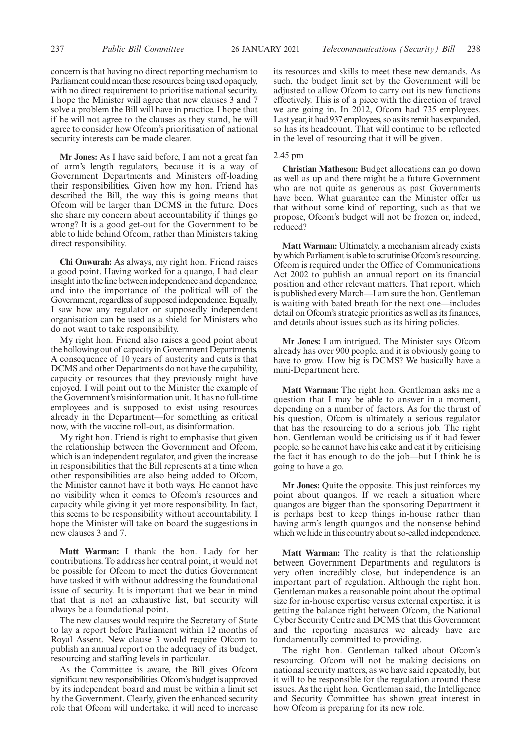concern is that having no direct reporting mechanism to Parliament could mean these resources being used opaquely, with no direct requirement to prioritise national security. I hope the Minister will agree that new clauses 3 and 7 solve a problem the Bill will have in practice. I hope that if he will not agree to the clauses as they stand, he will agree to consider how Ofcom's prioritisation of national security interests can be made clearer.

**Mr Jones:** As I have said before, I am not a great fan of arm's length regulators, because it is a way of Government Departments and Ministers off-loading their responsibilities. Given how my hon. Friend has described the Bill, the way this is going means that Ofcom will be larger than DCMS in the future. Does she share my concern about accountability if things go wrong? It is a good get-out for the Government to be able to hide behind Ofcom, rather than Ministers taking direct responsibility.

**Chi Onwurah:** As always, my right hon. Friend raises a good point. Having worked for a quango, I had clear insight into the line between independence and dependence, and into the importance of the political will of the Government, regardless of supposed independence. Equally, I saw how any regulator or supposedly independent organisation can be used as a shield for Ministers who do not want to take responsibility.

My right hon. Friend also raises a good point about the hollowing out of capacity in Government Departments. A consequence of 10 years of austerity and cuts is that DCMS and other Departments do not have the capability, capacity or resources that they previously might have enjoyed. I will point out to the Minister the example of the Government's misinformation unit. It has no full-time employees and is supposed to exist using resources already in the Department—for something as critical now, with the vaccine roll-out, as disinformation.

My right hon. Friend is right to emphasise that given the relationship between the Government and Ofcom, which is an independent regulator, and given the increase in responsibilities that the Bill represents at a time when other responsibilities are also being added to Ofcom, the Minister cannot have it both ways. He cannot have no visibility when it comes to Ofcom's resources and capacity while giving it yet more responsibility. In fact, this seems to be responsibility without accountability. I hope the Minister will take on board the suggestions in new clauses 3 and 7.

**Matt Warman:** I thank the hon. Lady for her contributions. To address her central point, it would not be possible for Ofcom to meet the duties Government have tasked it with without addressing the foundational issue of security. It is important that we bear in mind that that is not an exhaustive list, but security will always be a foundational point.

The new clauses would require the Secretary of State to lay a report before Parliament within 12 months of Royal Assent. New clause 3 would require Ofcom to publish an annual report on the adequacy of its budget, resourcing and staffing levels in particular.

As the Committee is aware, the Bill gives Ofcom significant new responsibilities. Ofcom's budget is approved by its independent board and must be within a limit set by the Government. Clearly, given the enhanced security role that Ofcom will undertake, it will need to increase its resources and skills to meet these new demands. As such, the budget limit set by the Government will be adjusted to allow Ofcom to carry out its new functions effectively. This is of a piece with the direction of travel we are going in. In 2012, Ofcom had 735 employees. Last year, it had 937 employees, so as its remit has expanded, so has its headcount. That will continue to be reflected in the level of resourcing that it will be given.

2.45 pm

**Christian Matheson:** Budget allocations can go down as well as up and there might be a future Government who are not quite as generous as past Governments have been. What guarantee can the Minister offer us that without some kind of reporting, such as that we propose, Ofcom's budget will not be frozen or, indeed, reduced?

**Matt Warman:** Ultimately, a mechanism already exists by which Parliament is able to scrutinise Ofcom's resourcing. Ofcom is required under the Office of Communications Act 2002 to publish an annual report on its financial position and other relevant matters. That report, which is published every March—I am sure the hon. Gentleman is waiting with bated breath for the next one—includes detail on Ofcom's strategic priorities as well as its finances, and details about issues such as its hiring policies.

**Mr Jones:** I am intrigued. The Minister says Ofcom already has over 900 people, and it is obviously going to have to grow. How big is DCMS? We basically have a mini-Department here.

**Matt Warman:** The right hon. Gentleman asks me a question that I may be able to answer in a moment, depending on a number of factors. As for the thrust of his question, Ofcom is ultimately a serious regulator that has the resourcing to do a serious job. The right hon. Gentleman would be criticising us if it had fewer people, so he cannot have his cake and eat it by criticising the fact it has enough to do the job—but I think he is going to have a go.

**Mr Jones:** Quite the opposite. This just reinforces my point about quangos. If we reach a situation where quangos are bigger than the sponsoring Department it is perhaps best to keep things in-house rather than having arm's length quangos and the nonsense behind which we hide in this country about so-called independence.

**Matt Warman:** The reality is that the relationship between Government Departments and regulators is very often incredibly close, but independence is an important part of regulation. Although the right hon. Gentleman makes a reasonable point about the optimal size for in-house expertise versus external expertise, it is getting the balance right between Ofcom, the National Cyber Security Centre and DCMS that this Government and the reporting measures we already have are fundamentally committed to providing.

The right hon. Gentleman talked about Ofcom's resourcing. Ofcom will not be making decisions on national security matters, as we have said repeatedly, but it will to be responsible for the regulation around these issues. As the right hon. Gentleman said, the Intelligence and Security Committee has shown great interest in how Ofcom is preparing for its new role.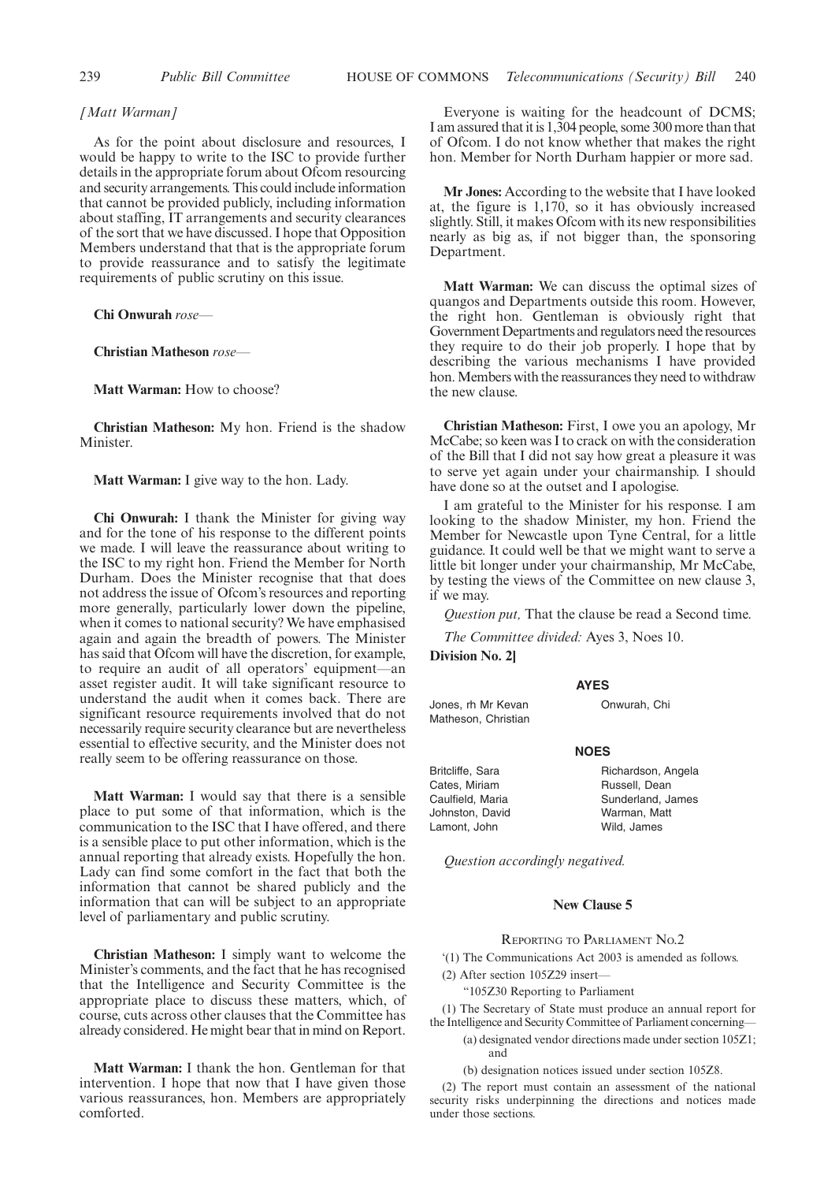*[Matt Warman]*

As for the point about disclosure and resources, I would be happy to write to the ISC to provide further details in the appropriate forum about Ofcom resourcing and security arrangements. This could include information that cannot be provided publicly, including information about staffing, IT arrangements and security clearances of the sort that we have discussed. I hope that Opposition Members understand that that is the appropriate forum to provide reassurance and to satisfy the legitimate requirements of public scrutiny on this issue.

**Chi Onwurah** *rose—*

**Christian Matheson** *rose—*

**Matt Warman:** How to choose?

**Christian Matheson:** My hon. Friend is the shadow Minister.

**Matt Warman:** I give way to the hon. Lady.

**Chi Onwurah:** I thank the Minister for giving way and for the tone of his response to the different points we made. I will leave the reassurance about writing to the ISC to my right hon. Friend the Member for North Durham. Does the Minister recognise that that does not address the issue of Ofcom's resources and reporting more generally, particularly lower down the pipeline, when it comes to national security? We have emphasised again and again the breadth of powers. The Minister has said that Ofcom will have the discretion, for example, to require an audit of all operators' equipment—an asset register audit. It will take significant resource to understand the audit when it comes back. There are significant resource requirements involved that do not necessarily require security clearance but are nevertheless essential to effective security, and the Minister does not really seem to be offering reassurance on those.

**Matt Warman:** I would say that there is a sensible place to put some of that information, which is the communication to the ISC that I have offered, and there is a sensible place to put other information, which is the annual reporting that already exists. Hopefully the hon. Lady can find some comfort in the fact that both the information that cannot be shared publicly and the information that can will be subject to an appropriate level of parliamentary and public scrutiny.

**Christian Matheson:** I simply want to welcome the Minister's comments, and the fact that he has recognised that the Intelligence and Security Committee is the appropriate place to discuss these matters, which, of course, cuts across other clauses that the Committee has already considered. He might bear that in mind on Report.

**Matt Warman:** I thank the hon. Gentleman for that intervention. I hope that now that I have given those various reassurances, hon. Members are appropriately comforted.

Everyone is waiting for the headcount of DCMS; I am assured that it is 1,304 people, some 300 more than that of Ofcom. I do not know whether that makes the right hon. Member for North Durham happier or more sad.

**Mr Jones:** According to the website that I have looked at, the figure is 1,170, so it has obviously increased slightly. Still, it makes Ofcom with its new responsibilities nearly as big as, if not bigger than, the sponsoring Department.

**Matt Warman:** We can discuss the optimal sizes of quangos and Departments outside this room. However, the right hon. Gentleman is obviously right that Government Departments and regulators need the resources they require to do their job properly. I hope that by describing the various mechanisms I have provided hon. Members with the reassurances they need to withdraw the new clause.

**Christian Matheson:** First, I owe you an apology, Mr McCabe; so keen was I to crack on with the consideration of the Bill that I did not say how great a pleasure it was to serve yet again under your chairmanship. I should have done so at the outset and I apologise.

I am grateful to the Minister for his response. I am looking to the shadow Minister, my hon. Friend the Member for Newcastle upon Tyne Central, for a little guidance. It could well be that we might want to serve a little bit longer under your chairmanship, Mr McCabe, by testing the views of the Committee on new clause 3, if we may.

*Question put,* That the clause be read a Second time.

*The Committee divided:* Ayes 3, Noes 10.

**Division No. 2]**

**AYES**

Jones, rh Mr Kevan
Matheson, Christian
Onwurah, Chi

**NOES**

Britcliffe, Sara
Cates, Miriam
Caulfield, Maria
Johnston, David
Lamont, John
Richardson, Angela
Russell, Dean
Sunderland, James
Warman, Matt
Wild, James

*Question accordingly negatived.*

## New Clause 5

Reporting to Parliament No.2

'(1) The Communications Act 2003 is amended as follows.

(2) After section 105Z29 insert—

"105Z30 Reporting to Parliament

(1) The Secretary of State must produce an annual report for the Intelligence and Security Committee of Parliament concerning—

(a) designated vendor directions made under section 105Z1; and

(b) designation notices issued under section 105Z8.

(2) The report must contain an assessment of the national security risks underpinning the directions and notices made under those sections.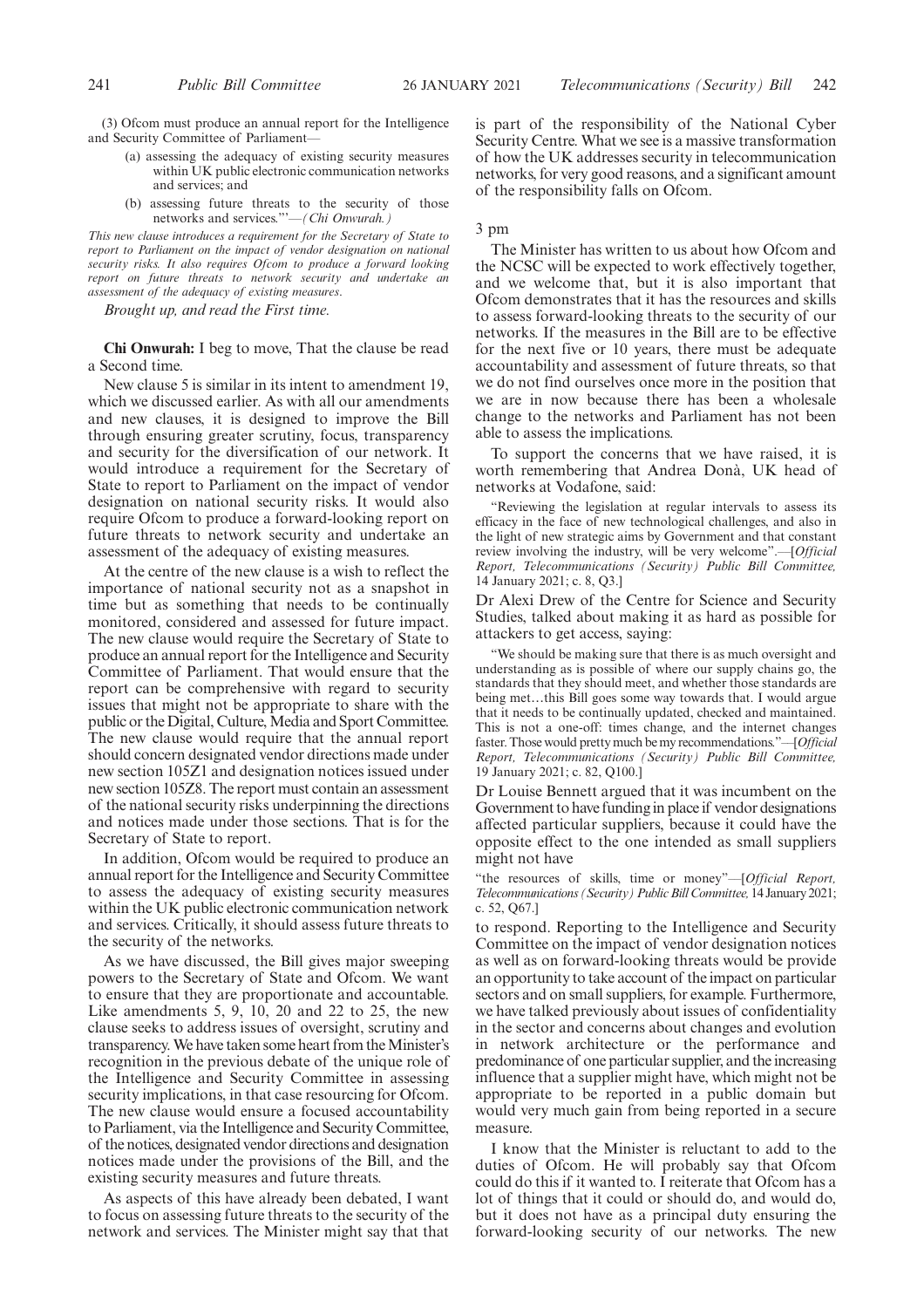(3) Ofcom must produce an annual report for the Intelligence and Security Committee of Parliament—

(a) assessing the adequacy of existing security measures within UK public electronic communication networks and services; and

(b) assessing future threats to the security of those networks and services.”’—*(Chi Onwurah.)*

*This new clause introduces a requirement for the Secretary of State to report to Parliament on the impact of vendor designation on national security risks. It also requires Ofcom to produce a forward looking report on future threats to network security and undertake an assessment of the adequacy of existing measures.*

*Brought up, and read the First time.*

**Chi Onwurah:** I beg to move, That the clause be read a Second time.

New clause 5 is similar in its intent to amendment 19, which we discussed earlier. As with all our amendments and new clauses, it is designed to improve the Bill through ensuring greater scrutiny, focus, transparency and security for the diversification of our network. It would introduce a requirement for the Secretary of State to report to Parliament on the impact of vendor designation on national security risks. It would also require Ofcom to produce a forward-looking report on future threats to network security and undertake an assessment of the adequacy of existing measures.

At the centre of the new clause is a wish to reflect the importance of national security not as a snapshot in time but as something that needs to be continually monitored, considered and assessed for future impact. The new clause would require the Secretary of State to produce an annual report for the Intelligence and Security Committee of Parliament. That would ensure that the report can be comprehensive with regard to security issues that might not be appropriate to share with the public or the Digital, Culture, Media and Sport Committee. The new clause would require that the annual report should concern designated vendor directions made under new section 105Z1 and designation notices issued under new section 105Z8. The report must contain an assessment of the national security risks underpinning the directions and notices made under those sections. That is for the Secretary of State to report.

In addition, Ofcom would be required to produce an annual report for the Intelligence and Security Committee to assess the adequacy of existing security measures within the UK public electronic communication network and services. Critically, it should assess future threats to the security of the networks.

As we have discussed, the Bill gives major sweeping powers to the Secretary of State and Ofcom. We want to ensure that they are proportionate and accountable. Like amendments 5, 9, 10, 20 and 22 to 25, the new clause seeks to address issues of oversight, scrutiny and transparency. We have taken some heart from the Minister's recognition in the previous debate of the unique role of the Intelligence and Security Committee in assessing security implications, in that case resourcing for Ofcom. The new clause would ensure a focused accountability to Parliament, via the Intelligence and Security Committee, of the notices, designated vendor directions and designation notices made under the provisions of the Bill, and the existing security measures and future threats.

As aspects of this have already been debated, I want to focus on assessing future threats to the security of the network and services. The Minister might say that that is part of the responsibility of the National Cyber Security Centre. What we see is a massive transformation of how the UK addresses security in telecommunication networks, for very good reasons, and a significant amount of the responsibility falls on Ofcom.

3 pm

The Minister has written to us about how Ofcom and the NCSC will be expected to work effectively together, and we welcome that, but it is also important that Ofcom demonstrates that it has the resources and skills to assess forward-looking threats to the security of our networks. If the measures in the Bill are to be effective for the next five or 10 years, there must be adequate accountability and assessment of future threats, so that we do not find ourselves once more in the position that we are in now because there has been a wholesale change to the networks and Parliament has not been able to assess the implications.

To support the concerns that we have raised, it is worth remembering that Andrea Donà, UK head of networks at Vodafone, said:

“Reviewing the legislation at regular intervals to assess its efficacy in the face of new technological challenges, and also in the light of new strategic aims by Government and that constant review involving the industry, will be very welcome”.—[*Official Report, Telecommunications (Security) Public Bill Committee,* 14 January 2021; c. 8, Q3.]

Dr Alexi Drew of the Centre for Science and Security Studies, talked about making it as hard as possible for attackers to get access, saying:

“We should be making sure that there is as much oversight and understanding as is possible of where our supply chains go, the standards that they should meet, and whether those standards are being met…this Bill goes some way towards that. I would argue that it needs to be continually updated, checked and maintained. This is not a one-off: times change, and the internet changes faster. Those would pretty much be my recommendations.”—[*Official Report, Telecommunications (Security) Public Bill Committee,* 19 January 2021; c. 82, Q100.]

Dr Louise Bennett argued that it was incumbent on the Government to have funding in place if vendor designations affected particular suppliers, because it could have the opposite effect to the one intended as small suppliers might not have

“the resources of skills, time or money”—[*Official Report, Telecommunications (Security) Public Bill Committee,* 14 January 2021; c. 52, Q67.]

to respond. Reporting to the Intelligence and Security Committee on the impact of vendor designation notices as well as on forward-looking threats would provide an opportunity to take account of the impact on particular sectors and on small suppliers, for example. Furthermore, we have talked previously about issues of confidentiality in the sector and concerns about changes and evolution in network architecture or the performance and predominance of one particular supplier, and the increasing influence that a supplier might have, which might not be appropriate to be reported in a public domain but would very much gain from being reported in a secure measure.

I know that the Minister is reluctant to add to the duties of Ofcom. He will probably say that Ofcom could do this if it wanted to. I reiterate that Ofcom has a lot of things that it could or should do, and would do, but it does not have as a principal duty ensuring the forward-looking security of our networks. The new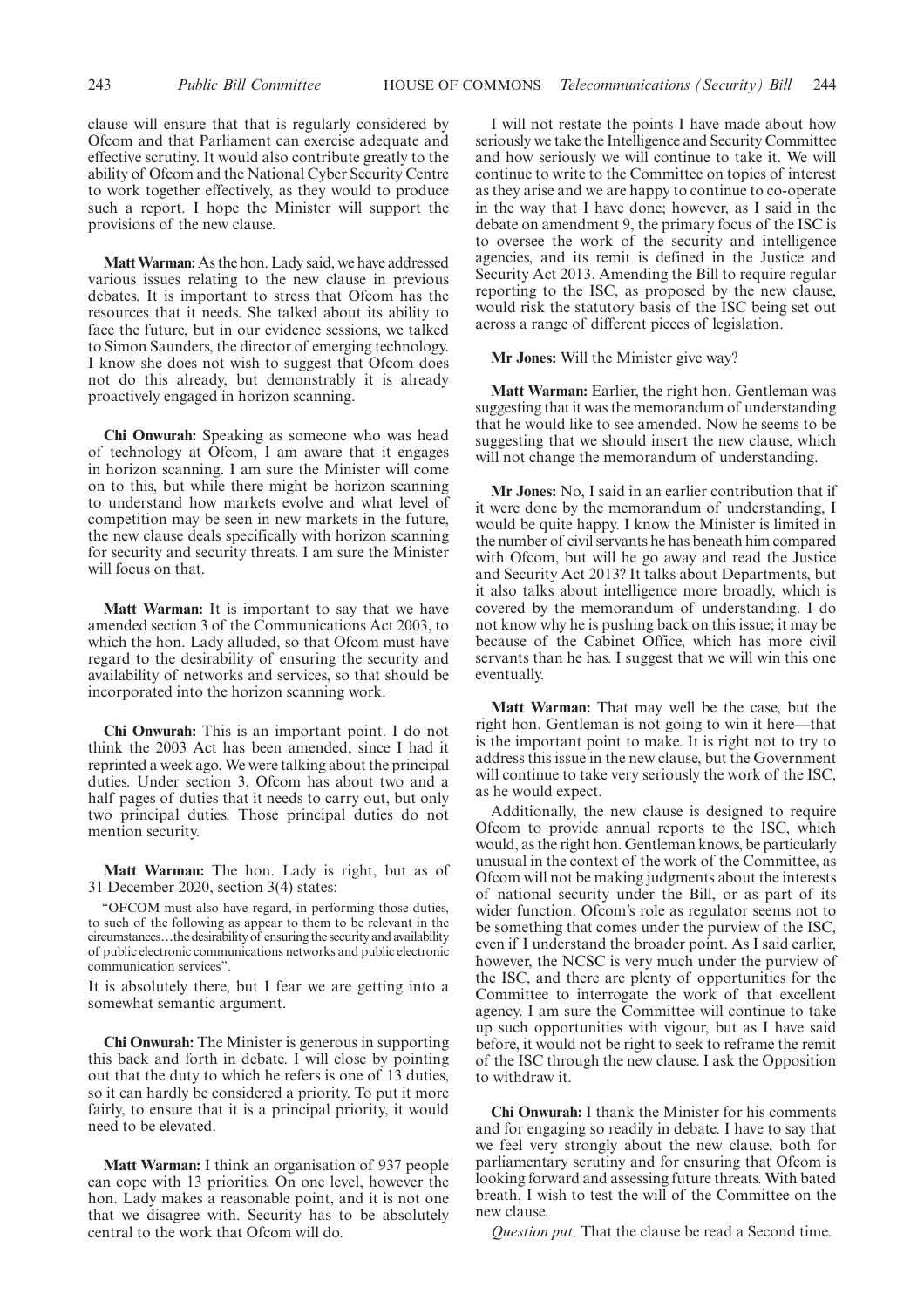clause will ensure that that is regularly considered by Ofcom and that Parliament can exercise adequate and effective scrutiny. It would also contribute greatly to the ability of Ofcom and the National Cyber Security Centre to work together effectively, as they would to produce such a report. I hope the Minister will support the provisions of the new clause.

**Matt Warman:** As the hon. Lady said, we have addressed various issues relating to the new clause in previous debates. It is important to stress that Ofcom has the resources that it needs. She talked about its ability to face the future, but in our evidence sessions, we talked to Simon Saunders, the director of emerging technology. I know she does not wish to suggest that Ofcom does not do this already, but demonstrably it is already proactively engaged in horizon scanning.

**Chi Onwurah:** Speaking as someone who was head of technology at Ofcom, I am aware that it engages in horizon scanning. I am sure the Minister will come on to this, but while there might be horizon scanning to understand how markets evolve and what level of competition may be seen in new markets in the future, the new clause deals specifically with horizon scanning for security and security threats. I am sure the Minister will focus on that.

**Matt Warman:** It is important to say that we have amended section 3 of the Communications Act 2003, to which the hon. Lady alluded, so that Ofcom must have regard to the desirability of ensuring the security and availability of networks and services, so that should be incorporated into the horizon scanning work.

**Chi Onwurah:** This is an important point. I do not think the 2003 Act has been amended, since I had it reprinted a week ago. We were talking about the principal duties. Under section 3, Ofcom has about two and a half pages of duties that it needs to carry out, but only two principal duties. Those principal duties do not mention security.

**Matt Warman:** The hon. Lady is right, but as of 31 December 2020, section 3(4) states:

"OFCOM must also have regard, in performing those duties, to such of the following as appear to them to be relevant in the circumstances…the desirability of ensuring the security and availability of public electronic communications networks and public electronic communication services".

It is absolutely there, but I fear we are getting into a somewhat semantic argument.

**Chi Onwurah:** The Minister is generous in supporting this back and forth in debate. I will close by pointing out that the duty to which he refers is one of 13 duties, so it can hardly be considered a priority. To put it more fairly, to ensure that it is a principal priority, it would need to be elevated.

**Matt Warman:** I think an organisation of 937 people can cope with 13 priorities. On one level, however the hon. Lady makes a reasonable point, and it is not one that we disagree with. Security has to be absolutely central to the work that Ofcom will do.

I will not restate the points I have made about how seriously we take the Intelligence and Security Committee and how seriously we will continue to take it. We will continue to write to the Committee on topics of interest as they arise and we are happy to continue to co-operate in the way that I have done; however, as I said in the debate on amendment 9, the primary focus of the ISC is to oversee the work of the security and intelligence agencies, and its remit is defined in the Justice and Security Act 2013. Amending the Bill to require regular reporting to the ISC, as proposed by the new clause, would risk the statutory basis of the ISC being set out across a range of different pieces of legislation.

**Mr Jones:** Will the Minister give way?

**Matt Warman:** Earlier, the right hon. Gentleman was suggesting that it was the memorandum of understanding that he would like to see amended. Now he seems to be suggesting that we should insert the new clause, which will not change the memorandum of understanding.

**Mr Jones:** No, I said in an earlier contribution that if it were done by the memorandum of understanding, I would be quite happy. I know the Minister is limited in the number of civil servants he has beneath him compared with Ofcom, but will he go away and read the Justice and Security Act 2013? It talks about Departments, but it also talks about intelligence more broadly, which is covered by the memorandum of understanding. I do not know why he is pushing back on this issue; it may be because of the Cabinet Office, which has more civil servants than he has. I suggest that we will win this one eventually.

**Matt Warman:** That may well be the case, but the right hon. Gentleman is not going to win it here—that is the important point to make. It is right not to try to address this issue in the new clause, but the Government will continue to take very seriously the work of the ISC, as he would expect.

Additionally, the new clause is designed to require Ofcom to provide annual reports to the ISC, which would, as the right hon. Gentleman knows, be particularly unusual in the context of the work of the Committee, as Ofcom will not be making judgments about the interests of national security under the Bill, or as part of its wider function. Ofcom's role as regulator seems not to be something that comes under the purview of the ISC, even if I understand the broader point. As I said earlier, however, the NCSC is very much under the purview of the ISC, and there are plenty of opportunities for the Committee to interrogate the work of that excellent agency. I am sure the Committee will continue to take up such opportunities with vigour, but as I have said before, it would not be right to seek to reframe the remit of the ISC through the new clause. I ask the Opposition to withdraw it.

**Chi Onwurah:** I thank the Minister for his comments and for engaging so readily in debate. I have to say that we feel very strongly about the new clause, both for parliamentary scrutiny and for ensuring that Ofcom is looking forward and assessing future threats. With bated breath, I wish to test the will of the Committee on the new clause.

*Question put,* That the clause be read a Second time.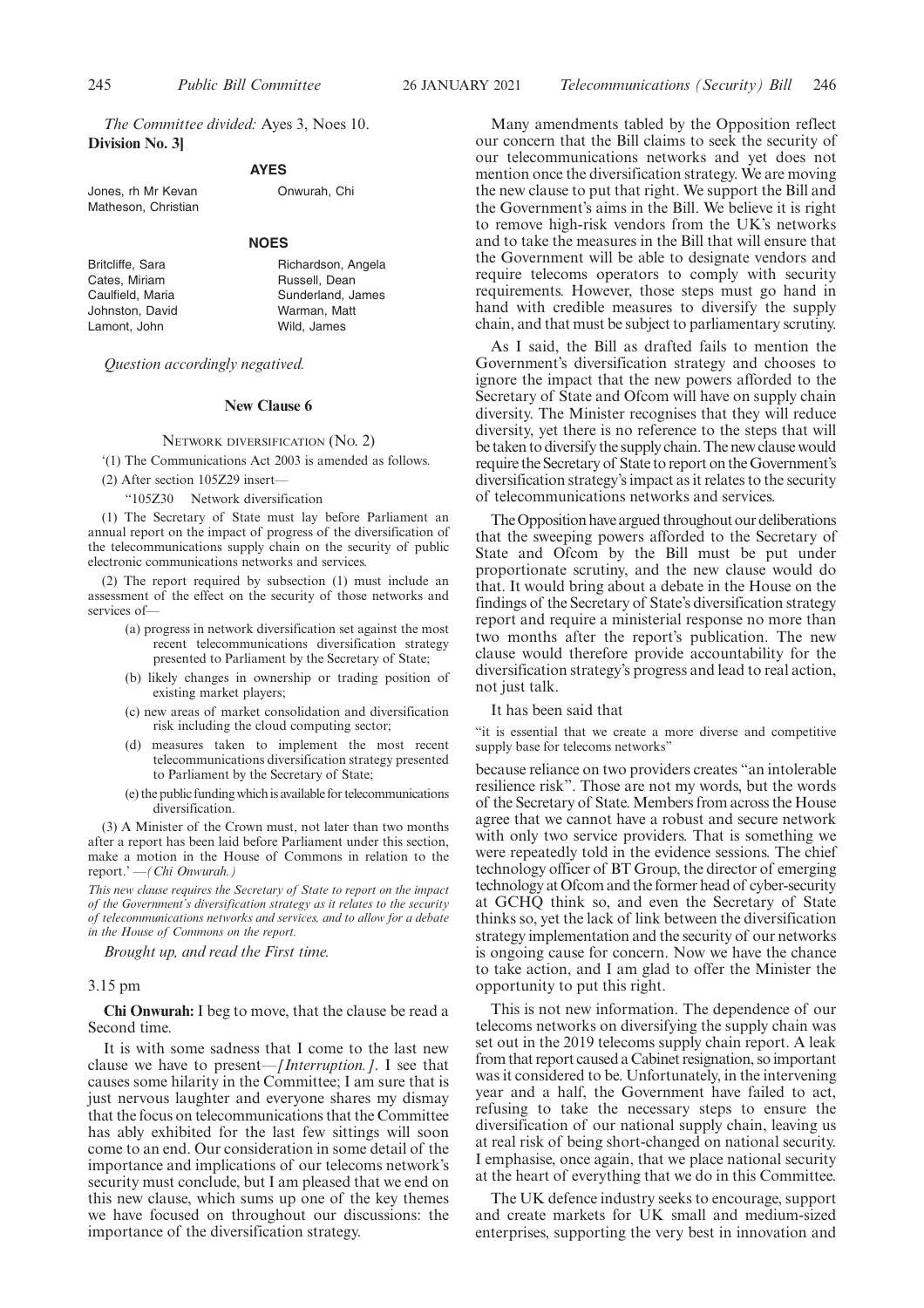*The Committee divided:* Ayes 3, Noes 10.

**Division No. 3]**

**AYES**

Jones, rh Mr Kevan
Matheson, Christian
Onwurah, Chi

**NOES**

Britcliffe, Sara
Cates, Miriam
Caulfield, Maria
Johnston, David
Lamont, John
Richardson, Angela
Russell, Dean
Sunderland, James
Warman, Matt
Wild, James

*Question accordingly negatived.*

**New Clause 6**

NETWORK DIVERSIFICATION (NO. 2)

'(1) The Communications Act 2003 is amended as follows.

(2) After section 105Z29 insert—

"105Z30 Network diversification

(1) The Secretary of State must lay before Parliament an annual report on the impact of progress of the diversification of the telecommunications supply chain on the security of public electronic communications networks and services.

(2) The report required by subsection (1) must include an assessment of the effect on the security of those networks and services of—

(a) progress in network diversification set against the most recent telecommunications diversification strategy presented to Parliament by the Secretary of State;

(b) likely changes in ownership or trading position of existing market players;

(c) new areas of market consolidation and diversification risk including the cloud computing sector;

(d) measures taken to implement the most recent telecommunications diversification strategy presented to Parliament by the Secretary of State;

(e) the public funding which is available for telecommunications diversification.

(3) A Minister of the Crown must, not later than two months after a report has been laid before Parliament under this section, make a motion in the House of Commons in relation to the report.' —*(Chi Onwurah.)*

*This new clause requires the Secretary of State to report on the impact of the Government's diversification strategy as it relates to the security of telecommunications networks and services, and to allow for a debate in the House of Commons on the report.*

*Brought up, and read the First time.*

3.15 pm

**Chi Onwurah:** I beg to move, that the clause be read a Second time.

It is with some sadness that I come to the last new clause we have to present—*[Interruption.]*. I see that causes some hilarity in the Committee; I am sure that is just nervous laughter and everyone shares my dismay that the focus on telecommunications that the Committee has ably exhibited for the last few sittings will soon come to an end. Our consideration in some detail of the importance and implications of our telecoms network's security must conclude, but I am pleased that we end on this new clause, which sums up one of the key themes we have focused on throughout our discussions: the importance of the diversification strategy.

Many amendments tabled by the Opposition reflect our concern that the Bill claims to seek the security of our telecommunications networks and yet does not mention once the diversification strategy. We are moving the new clause to put that right. We support the Bill and the Government's aims in the Bill. We believe it is right to remove high-risk vendors from the UK's networks and to take the measures in the Bill that will ensure that the Government will be able to designate vendors and require telecoms operators to comply with security requirements. However, those steps must go hand in hand with credible measures to diversify the supply chain, and that must be subject to parliamentary scrutiny.

As I said, the Bill as drafted fails to mention the Government's diversification strategy and chooses to ignore the impact that the new powers afforded to the Secretary of State and Ofcom will have on supply chain diversity. The Minister recognises that they will reduce diversity, yet there is no reference to the steps that will be taken to diversify the supply chain. The new clause would require the Secretary of State to report on the Government's diversification strategy's impact as it relates to the security of telecommunications networks and services.

The Opposition have argued throughout our deliberations that the sweeping powers afforded to the Secretary of State and Ofcom by the Bill must be put under proportionate scrutiny, and the new clause would do that. It would bring about a debate in the House on the findings of the Secretary of State's diversification strategy report and require a ministerial response no more than two months after the report's publication. The new clause would therefore provide accountability for the diversification strategy's progress and lead to real action, not just talk.

It has been said that

"it is essential that we create a more diverse and competitive supply base for telecoms networks"

because reliance on two providers creates "an intolerable resilience risk". Those are not my words, but the words of the Secretary of State. Members from across the House agree that we cannot have a robust and secure network with only two service providers. That is something we were repeatedly told in the evidence sessions. The chief technology officer of BT Group, the director of emerging technology at Ofcom and the former head of cyber-security at GCHQ think so, and even the Secretary of State thinks so, yet the lack of link between the diversification strategy implementation and the security of our networks is ongoing cause for concern. Now we have the chance to take action, and I am glad to offer the Minister the opportunity to put this right.

This is not new information. The dependence of our telecoms networks on diversifying the supply chain was set out in the 2019 telecoms supply chain report. A leak from that report caused a Cabinet resignation, so important was it considered to be. Unfortunately, in the intervening year and a half, the Government have failed to act, refusing to take the necessary steps to ensure the diversification of our national supply chain, leaving us at real risk of being short-changed on national security. I emphasise, once again, that we place national security at the heart of everything that we do in this Committee.

The UK defence industry seeks to encourage, support and create markets for UK small and medium-sized enterprises, supporting the very best in innovation and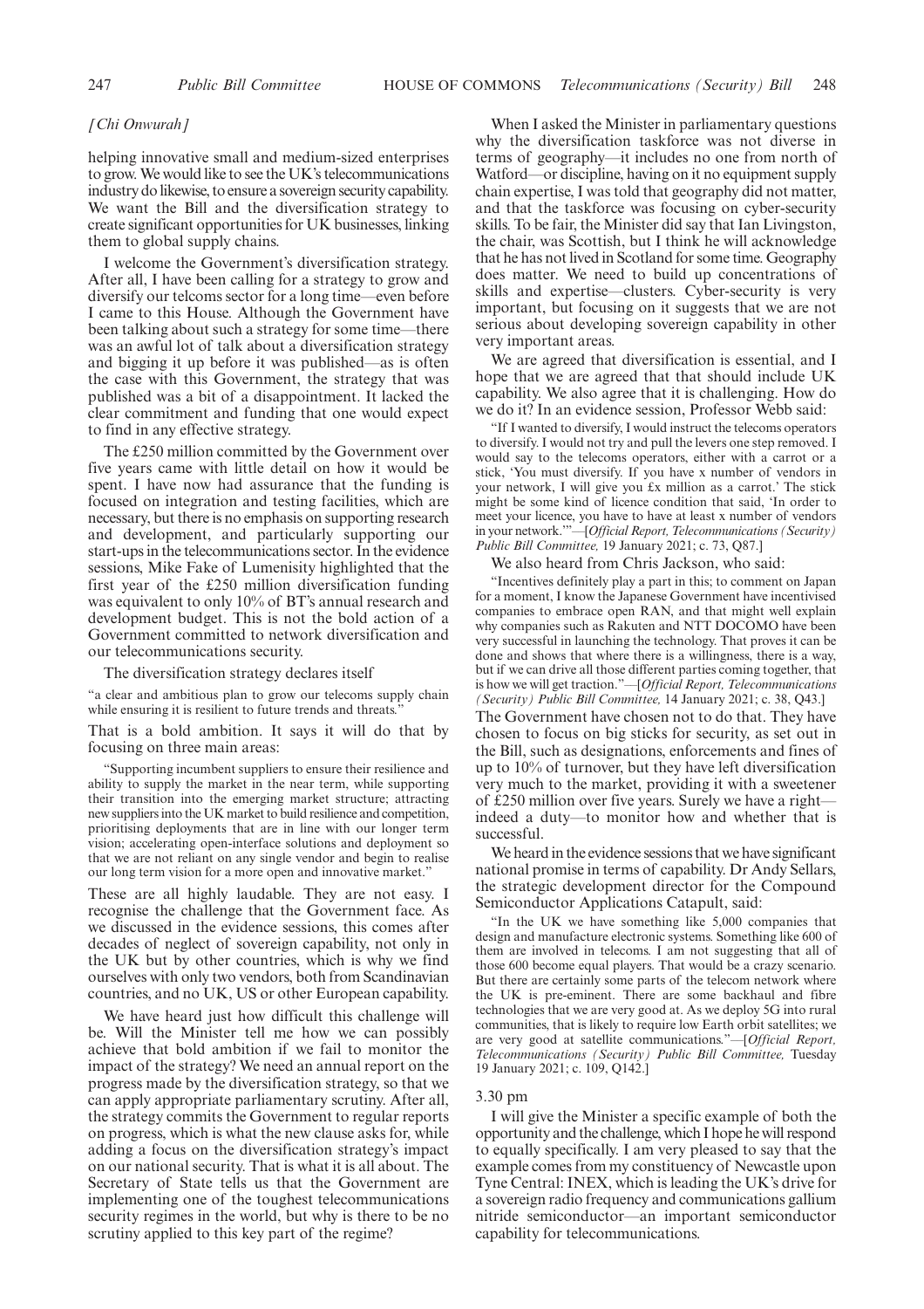*[Chi Onwurah]*

helping innovative small and medium-sized enterprises to grow. We would like to see the UK's telecommunications industry do likewise, to ensure a sovereign security capability. We want the Bill and the diversification strategy to create significant opportunities for UK businesses, linking them to global supply chains.

I welcome the Government's diversification strategy. After all, I have been calling for a strategy to grow and diversify our telcoms sector for a long time—even before I came to this House. Although the Government have been talking about such a strategy for some time—there was an awful lot of talk about a diversification strategy and bigging it up before it was published—as is often the case with this Government, the strategy that was published was a bit of a disappointment. It lacked the clear commitment and funding that one would expect to find in any effective strategy.

The £250 million committed by the Government over five years came with little detail on how it would be spent. I have now had assurance that the funding is focused on integration and testing facilities, which are necessary, but there is no emphasis on supporting research and development, and particularly supporting our start-ups in the telecommunications sector. In the evidence sessions, Mike Fake of Lumenisity highlighted that the first year of the £250 million diversification funding was equivalent to only 10% of BT's annual research and development budget. This is not the bold action of a Government committed to network diversification and our telecommunications security.

The diversification strategy declares itself

> "a clear and ambitious plan to grow our telecoms supply chain while ensuring it is resilient to future trends and threats."

That is a bold ambition. It says it will do that by focusing on three main areas:

> "Supporting incumbent suppliers to ensure their resilience and ability to supply the market in the near term, while supporting their transition into the emerging market structure; attracting new suppliers into the UK market to build resilience and competition, prioritising deployments that are in line with our longer term vision; accelerating open-interface solutions and deployment so that we are not reliant on any single vendor and begin to realise our long term vision for a more open and innovative market."

These are all highly laudable. They are not easy. I recognise the challenge that the Government face. As we discussed in the evidence sessions, this comes after decades of neglect of sovereign capability, not only in the UK but by other countries, which is why we find ourselves with only two vendors, both from Scandinavian countries, and no UK, US or other European capability.

We have heard just how difficult this challenge will be. Will the Minister tell me how we can possibly achieve that bold ambition if we fail to monitor the impact of the strategy? We need an annual report on the progress made by the diversification strategy, so that we can apply appropriate parliamentary scrutiny. After all, the strategy commits the Government to regular reports on progress, which is what the new clause asks for, while adding a focus on the diversification strategy's impact on our national security. That is what it is all about. The Secretary of State tells us that the Government are implementing one of the toughest telecommunications security regimes in the world, but why is there to be no scrutiny applied to this key part of the regime?

When I asked the Minister in parliamentary questions why the diversification taskforce was not diverse in terms of geography—it includes no one from north of Watford—or discipline, having on it no equipment supply chain expertise, I was told that geography did not matter, and that the taskforce was focusing on cyber-security skills. To be fair, the Minister did say that Ian Livingston, the chair, was Scottish, but I think he will acknowledge that he has not lived in Scotland for some time. Geography does matter. We need to build up concentrations of skills and expertise—clusters. Cyber-security is very important, but focusing on it suggests that we are not serious about developing sovereign capability in other very important areas.

We are agreed that diversification is essential, and I hope that we are agreed that that should include UK capability. We also agree that it is challenging. How do we do it? In an evidence session, Professor Webb said:

> "If I wanted to diversify, I would instruct the telecoms operators to diversify. I would not try and pull the levers one step removed. I would say to the telecoms operators, either with a carrot or a stick, 'You must diversify. If you have x number of vendors in your network, I will give you £x million as a carrot.' The stick might be some kind of licence condition that said, 'In order to meet your licence, you have to have at least x number of vendors in your network.'"—[*Official Report, Telecommunications (Security) Public Bill Committee,* 19 January 2021; c. 73, Q87.]

We also heard from Chris Jackson, who said:

> "Incentives definitely play a part in this; to comment on Japan for a moment, I know the Japanese Government have incentivised companies to embrace open RAN, and that might well explain why companies such as Rakuten and NTT DOCOMO have been very successful in launching the technology. That proves it can be done and shows that where there is a willingness, there is a way, but if we can drive all those different parties coming together, that is how we will get traction."—[*Official Report, Telecommunications (Security) Public Bill Committee,* 14 January 2021; c. 38, Q43.]

The Government have chosen not to do that. They have chosen to focus on big sticks for security, as set out in the Bill, such as designations, enforcements and fines of up to 10% of turnover, but they have left diversification very much to the market, providing it with a sweetener of £250 million over five years. Surely we have a right—indeed a duty—to monitor how and whether that is successful.

We heard in the evidence sessions that we have significant national promise in terms of capability. Dr Andy Sellars, the strategic development director for the Compound Semiconductor Applications Catapult, said:

> "In the UK we have something like 5,000 companies that design and manufacture electronic systems. Something like 600 of them are involved in telecoms. I am not suggesting that all of those 600 become equal players. That would be a crazy scenario. But there are certainly some parts of the telecom network where the UK is pre-eminent. There are some backhaul and fibre technologies that we are very good at. As we deploy 5G into rural communities, that is likely to require low Earth orbit satellites; we are very good at satellite communications."—[*Official Report, Telecommunications (Security) Public Bill Committee,* Tuesday 19 January 2021; c. 109, Q142.]

3.30 pm

I will give the Minister a specific example of both the opportunity and the challenge, which I hope he will respond to equally specifically. I am very pleased to say that the example comes from my constituency of Newcastle upon Tyne Central: INEX, which is leading the UK's drive for a sovereign radio frequency and communications gallium nitride semiconductor—an important semiconductor capability for telecommunications.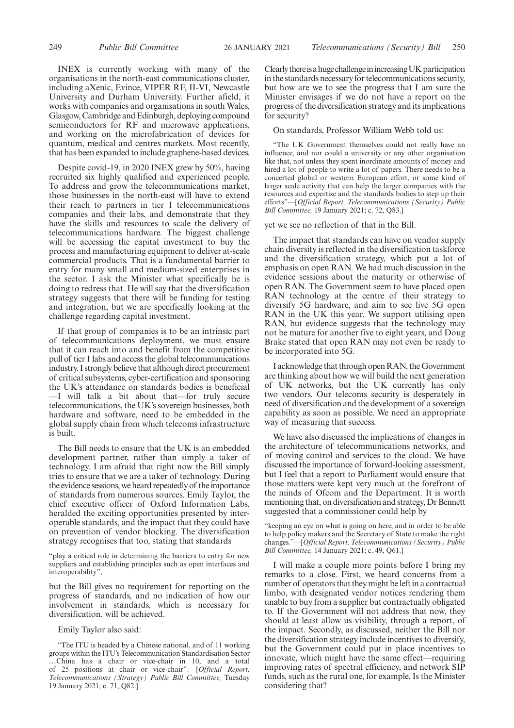INEX is currently working with many of the organisations in the north-east communications cluster, including aXenic, Evince, VIPER RF, II-VI, Newcastle University and Durham University. Further afield, it works with companies and organisations in south Wales, Glasgow, Cambridge and Edinburgh, deploying compound semiconductors for RF and microwave applications, and working on the microfabrication of devices for quantum, medical and centres markets. Most recently, that has been expanded to include graphene-based devices.

Despite covid-19, in 2020 INEX grew by 50%, having recruited six highly qualified and experienced people. To address and grow the telecommunications market, those businesses in the north-east will have to extend their reach to partners in tier 1 telecommunications companies and their labs, and demonstrate that they have the skills and resources to scale the delivery of telecommunications hardware. The biggest challenge will be accessing the capital investment to buy the process and manufacturing equipment to deliver at-scale commercial products. That is a fundamental barrier to entry for many small and medium-sized enterprises in the sector. I ask the Minister what specifically he is doing to redress that. He will say that the diversification strategy suggests that there will be funding for testing and integration, but we are specifically looking at the challenge regarding capital investment.

If that group of companies is to be an intrinsic part of telecommunications deployment, we must ensure that it can reach into and benefit from the competitive pull of tier 1 labs and access the global telecommunications industry. I strongly believe that although direct procurement of critical subsystems, cyber-certification and sponsoring the UK's attendance on standards bodies is beneficial —I will talk a bit about that—for truly secure telecommunications, the UK's sovereign businesses, both hardware and software, need to be embedded in the global supply chain from which telecoms infrastructure is built.

The Bill needs to ensure that the UK is an embedded development partner, rather than simply a taker of technology. I am afraid that right now the Bill simply tries to ensure that we are a taker of technology. During the evidence sessions, we heard repeatedly of the importance of standards from numerous sources. Emily Taylor, the chief executive officer of Oxford Information Labs, heralded the exciting opportunities presented by interoperable standards, and the impact that they could have on prevention of vendor blocking. The diversification strategy recognises that too, stating that standards

"play a critical role in determining the barriers to entry for new suppliers and establishing principles such as open interfaces and interoperability",

but the Bill gives no requirement for reporting on the progress of standards, and no indication of how our involvement in standards, which is necessary for diversification, will be achieved.

Emily Taylor also said:

"The ITU is headed by a Chinese national, and of 11 working groups within the ITU's Telecommunication Standardisation Sector …China has a chair or vice-chair in 10, and a total of 25 positions at chair or vice-chair".—[*Official Report, Telecommunications (Strategy) Public Bill Committee,* Tuesday 19 January 2021; c. 71, Q82.]

Clearly there is a huge challenge in increasing UK participation in the standards necessary for telecommunications security, but how are we to see the progress that I am sure the Minister envisages if we do not have a report on the progress of the diversification strategy and its implications for security?

On standards, Professor William Webb told us:

"The UK Government themselves could not really have an influence, and nor could a university or any other organisation like that, not unless they spent inordinate amounts of money and hired a lot of people to write a lot of papers. There needs to be a concerted global or western European effort, or some kind of larger scale activity that can help the larger companies with the resources and expertise and the standards bodies to step up their efforts"—[*Official Report, Telecommunications (Security) Public Bill Committee,* 19 January 2021; c. 72, Q83.]

yet we see no reflection of that in the Bill.

The impact that standards can have on vendor supply chain diversity is reflected in the diversification taskforce and the diversification strategy, which put a lot of emphasis on open RAN. We had much discussion in the evidence sessions about the maturity or otherwise of open RAN. The Government seem to have placed open RAN technology at the centre of their strategy to diversify 5G hardware, and aim to see live 5G open RAN in the UK this year. We support utilising open RAN, but evidence suggests that the technology may not be mature for another five to eight years, and Doug Brake stated that open RAN may not even be ready to be incorporated into 5G.

I acknowledge that through open RAN, the Government are thinking about how we will build the next generation of UK networks, but the UK currently has only two vendors. Our telecoms security is desperately in need of diversification and the development of a sovereign capability as soon as possible. We need an appropriate way of measuring that success.

We have also discussed the implications of changes in the architecture of telecommunications networks, and of moving control and services to the cloud. We have discussed the importance of forward-looking assessment, but I feel that a report to Parliament would ensure that those matters were kept very much at the forefront of the minds of Ofcom and the Department. It is worth mentioning that, on diversification and strategy, Dr Bennett suggested that a commissioner could help by

"keeping an eye on what is going on here, and in order to be able to help policy makers and the Secretary of State to make the right changes."—[*Official Report, Telecommunications (Security) Public Bill Committee,* 14 January 2021; c. 49, Q61.]

I will make a couple more points before I bring my remarks to a close. First, we heard concerns from a number of operators that they might be left in a contractual limbo, with designated vendor notices rendering them unable to buy from a supplier but contractually obligated to. If the Government will not address that now, they should at least allow us visibility, through a report, of the impact. Secondly, as discussed, neither the Bill nor the diversification strategy include incentives to diversify, but the Government could put in place incentives to innovate, which might have the same effect—requiring improving rates of spectral efficiency, and network SIP funds, such as the rural one, for example. Is the Minister considering that?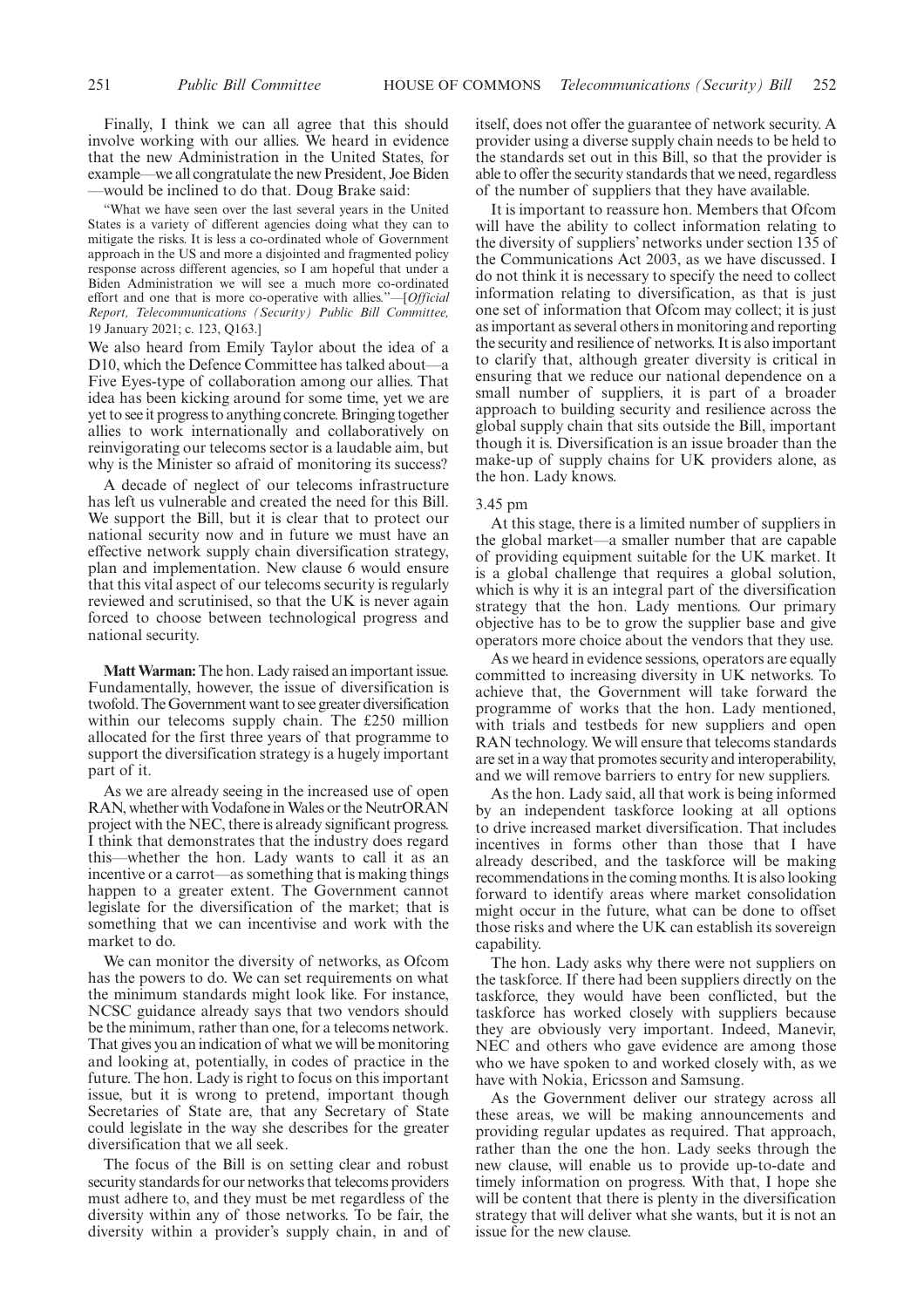Finally, I think we can all agree that this should involve working with our allies. We heard in evidence that the new Administration in the United States, for example—we all congratulate the new President, Joe Biden—would be inclined to do that. Doug Brake said:

"What we have seen over the last several years in the United States is a variety of different agencies doing what they can to mitigate the risks. It is less a co-ordinated whole of Government approach in the US and more a disjointed and fragmented policy response across different agencies, so I am hopeful that under a Biden Administration we will see a much more co-ordinated effort and one that is more co-operative with allies."—[*Official Report, Telecommunications (Security) Public Bill Committee,* 19 January 2021; c. 123, Q163.]

We also heard from Emily Taylor about the idea of a D10, which the Defence Committee has talked about—a Five Eyes-type of collaboration among our allies. That idea has been kicking around for some time, yet we are yet to see it progress to anything concrete. Bringing together allies to work internationally and collaboratively on reinvigorating our telecoms sector is a laudable aim, but why is the Minister so afraid of monitoring its success?

A decade of neglect of our telecoms infrastructure has left us vulnerable and created the need for this Bill. We support the Bill, but it is clear that to protect our national security now and in future we must have an effective network supply chain diversification strategy, plan and implementation. New clause 6 would ensure that this vital aspect of our telecoms security is regularly reviewed and scrutinised, so that the UK is never again forced to choose between technological progress and national security.

**Matt Warman:** The hon. Lady raised an important issue. Fundamentally, however, the issue of diversification is twofold. The Government want to see greater diversification within our telecoms supply chain. The £250 million allocated for the first three years of that programme to support the diversification strategy is a hugely important part of it.

As we are already seeing in the increased use of open RAN, whether with Vodafone in Wales or the NeutrORAN project with the NEC, there is already significant progress. I think that demonstrates that the industry does regard this—whether the hon. Lady wants to call it as an incentive or a carrot—as something that is making things happen to a greater extent. The Government cannot legislate for the diversification of the market; that is something that we can incentivise and work with the market to do.

We can monitor the diversity of networks, as Ofcom has the powers to do. We can set requirements on what the minimum standards might look like. For instance, NCSC guidance already says that two vendors should be the minimum, rather than one, for a telecoms network. That gives you an indication of what we will be monitoring and looking at, potentially, in codes of practice in the future. The hon. Lady is right to focus on this important issue, but it is wrong to pretend, important though Secretaries of State are, that any Secretary of State could legislate in the way she describes for the greater diversification that we all seek.

The focus of the Bill is on setting clear and robust security standards for our networks that telecoms providers must adhere to, and they must be met regardless of the diversity within any of those networks. To be fair, the diversity within a provider's supply chain, in and of itself, does not offer the guarantee of network security. A provider using a diverse supply chain needs to be held to the standards set out in this Bill, so that the provider is able to offer the security standards that we need, regardless of the number of suppliers that they have available.

It is important to reassure hon. Members that Ofcom will have the ability to collect information relating to the diversity of suppliers' networks under section 135 of the Communications Act 2003, as we have discussed. I do not think it is necessary to specify the need to collect information relating to diversification, as that is just one set of information that Ofcom may collect; it is just as important as several others in monitoring and reporting the security and resilience of networks. It is also important to clarify that, although greater diversity is critical in ensuring that we reduce our national dependence on a small number of suppliers, it is part of a broader approach to building security and resilience across the global supply chain that sits outside the Bill, important though it is. Diversification is an issue broader than the make-up of supply chains for UK providers alone, as the hon. Lady knows.

3.45 pm

At this stage, there is a limited number of suppliers in the global market—a smaller number that are capable of providing equipment suitable for the UK market. It is a global challenge that requires a global solution, which is why it is an integral part of the diversification strategy that the hon. Lady mentions. Our primary objective has to be to grow the supplier base and give operators more choice about the vendors that they use.

As we heard in evidence sessions, operators are equally committed to increasing diversity in UK networks. To achieve that, the Government will take forward the programme of works that the hon. Lady mentioned, with trials and testbeds for new suppliers and open RAN technology. We will ensure that telecoms standards are set in a way that promotes security and interoperability, and we will remove barriers to entry for new suppliers.

As the hon. Lady said, all that work is being informed by an independent taskforce looking at all options to drive increased market diversification. That includes incentives in forms other than those that I have already described, and the taskforce will be making recommendations in the coming months. It is also looking forward to identify areas where market consolidation might occur in the future, what can be done to offset those risks and where the UK can establish its sovereign capability.

The hon. Lady asks why there were not suppliers on the taskforce. If there had been suppliers directly on the taskforce, they would have been conflicted, but the taskforce has worked closely with suppliers because they are obviously very important. Indeed, Manevir, NEC and others who gave evidence are among those who we have spoken to and worked closely with, as we have with Nokia, Ericsson and Samsung.

As the Government deliver our strategy across all these areas, we will be making announcements and providing regular updates as required. That approach, rather than the one the hon. Lady seeks through the new clause, will enable us to provide up-to-date and timely information on progress. With that, I hope she will be content that there is plenty in the diversification strategy that will deliver what she wants, but it is not an issue for the new clause.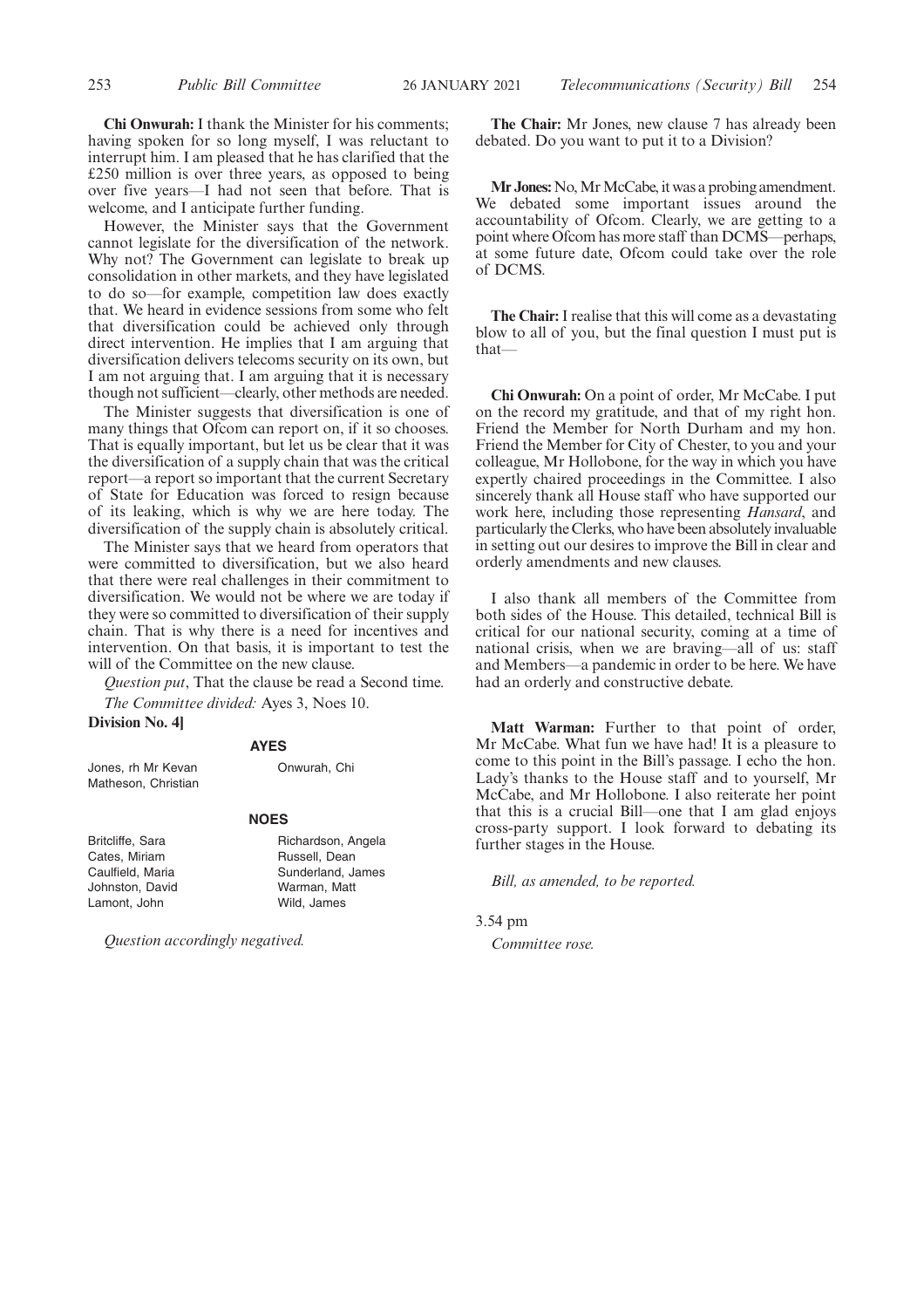**Chi Onwurah:** I thank the Minister for his comments; having spoken for so long myself, I was reluctant to interrupt him. I am pleased that he has clarified that the £250 million is over five years, as opposed to being over three years—I had not seen that before. That is welcome, and I anticipate further funding.

However, the Minister says that the Government cannot legislate for the diversification of the network. Why not? The Government can legislate to break up consolidation in other markets, and they have legislated to do so—for example, competition law does exactly that. We heard in evidence sessions from some who felt that diversification could be achieved only through direct intervention. He implies that I am arguing that diversification delivers telecoms security on its own, but I am not arguing that. I am arguing that it is necessary though not sufficient—clearly, other methods are needed.

The Minister suggests that diversification is one of many things that Ofcom can report on, if it so chooses. That is equally important, but let us be clear that it was the diversification of a supply chain that was the critical report—a report so important that the current Secretary of State for Education was forced to resign because of its leaking, which is why we are here today. The diversification of the supply chain is absolutely critical.

The Minister says that we heard from operators that were committed to diversification, but we also heard that there were real challenges in their commitment to diversification. We would not be where we are today if they were so committed to diversification of their supply chain. That is why there is a need for incentives and intervention. On that basis, it is important to test the will of the Committee on the new clause.

*Question put*, That the clause be read a Second time.

*The Committee divided:* Ayes 3, Noes 10.

**Division No. 4]**

**AYES**

Jones, rh Mr Kevan
Matheson, Christian
Onwurah, Chi

**NOES**

Britcliffe, Sara
Cates, Miriam
Caulfield, Maria
Johnston, David
Lamont, John
Richardson, Angela
Russell, Dean
Sunderland, James
Warman, Matt
Wild, James

*Question accordingly negatived.*

**The Chair:** Mr Jones, new clause 7 has already been debated. Do you want to put it to a Division?

**Mr Jones:** No, Mr McCabe, it was a probing amendment. We debated some important issues around the accountability of Ofcom. Clearly, we are getting to a point where Ofcom has more staff than DCMS—perhaps, at some future date, Ofcom could take over the role of DCMS.

**The Chair:** I realise that this will come as a devastating blow to all of you, but the final question I must put is that—

**Chi Onwurah:** On a point of order, Mr McCabe. I put on the record my gratitude, and that of my right hon. Friend the Member for North Durham and my hon. Friend the Member for City of Chester, to you and your colleague, Mr Hollobone, for the way in which you have expertly chaired proceedings in the Committee. I also sincerely thank all House staff who have supported our work here, including those representing *Hansard*, and particularly the Clerks, who have been absolutely invaluable in setting out our desires to improve the Bill in clear and orderly amendments and new clauses.

I also thank all members of the Committee from both sides of the House. This detailed, technical Bill is critical for our national security, coming at a time of national crisis, when we are braving—all of us: staff and Members—a pandemic in order to be here. We have had an orderly and constructive debate.

**Matt Warman:** Further to that point of order, Mr McCabe. What fun we have had! It is a pleasure to come to this point in the Bill's passage. I echo the hon. Lady's thanks to the House staff and to yourself, Mr McCabe, and Mr Hollobone. I also reiterate her point that this is a crucial Bill—one that I am glad enjoys cross-party support. I look forward to debating its further stages in the House.

*Bill, as amended, to be reported.*

3.54 pm

*Committee rose.*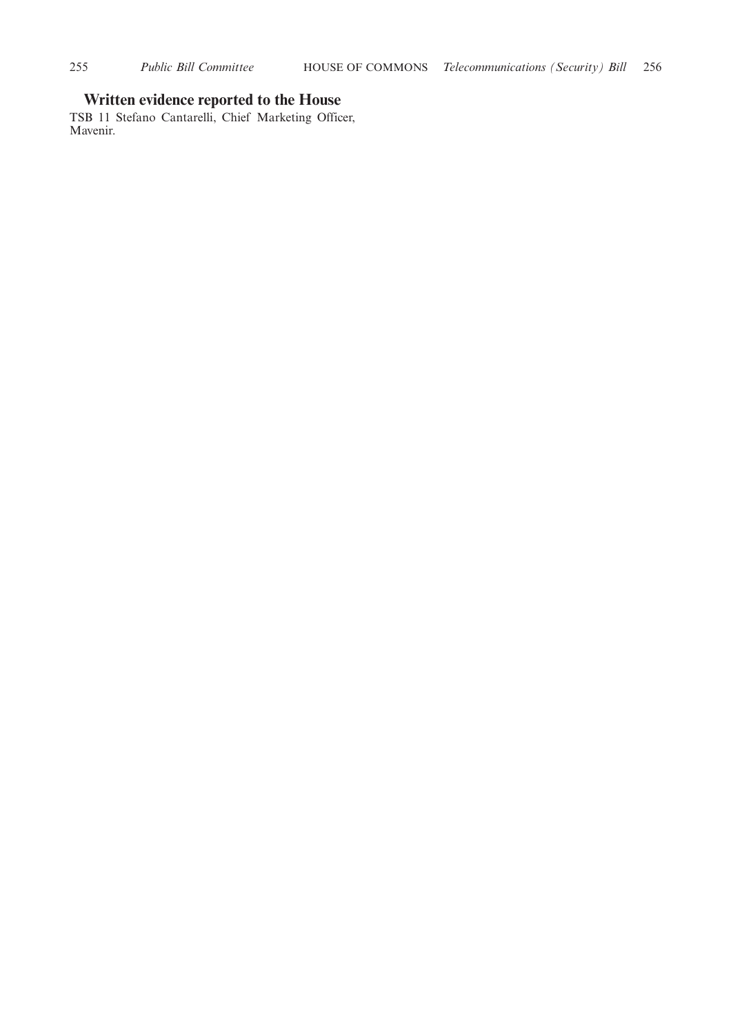## Written evidence reported to the House

TSB 11 Stefano Cantarelli, Chief Marketing Officer, Mavenir.